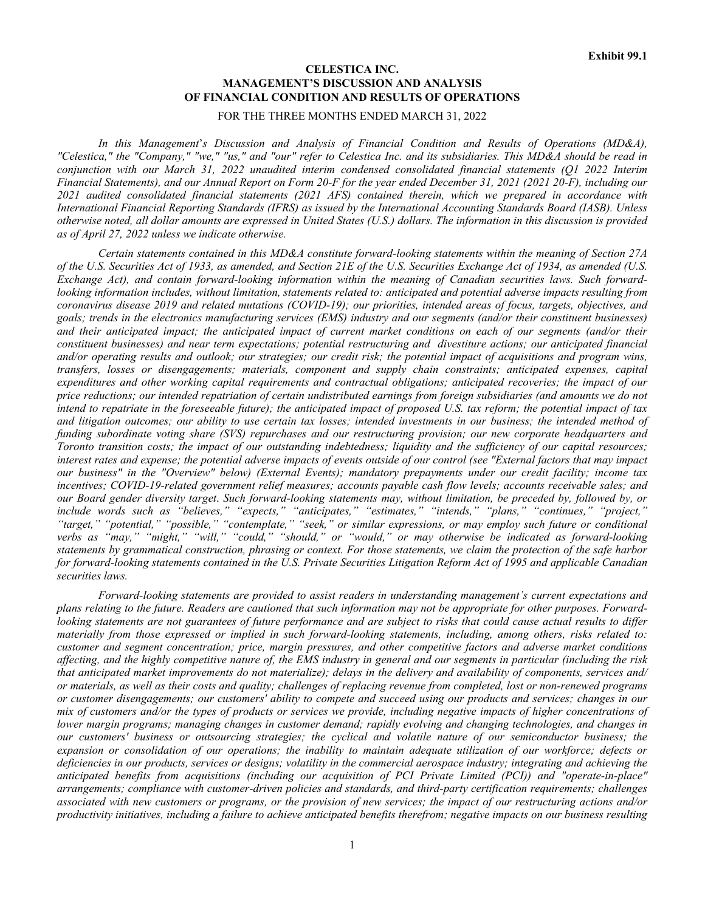**Exhibit 99.1**

**CELESTICA INC.**
**MANAGEMENT'S DISCUSSION AND ANALYSIS**
**OF FINANCIAL CONDITION AND RESULTS OF OPERATIONS**

FOR THE THREE MONTHS ENDED MARCH 31, 2022

*In this Management's Discussion and Analysis of Financial Condition and Results of Operations (MD&A), "Celestica," the "Company," "we," "us," and "our" refer to Celestica Inc. and its subsidiaries. This MD&A should be read in conjunction with our March 31, 2022 unaudited interim condensed consolidated financial statements (Q1 2022 Interim Financial Statements), and our Annual Report on Form 20-F for the year ended December 31, 2021 (2021 20-F), including our 2021 audited consolidated financial statements (2021 AFS) contained therein, which we prepared in accordance with International Financial Reporting Standards (IFRS) as issued by the International Accounting Standards Board (IASB). Unless otherwise noted, all dollar amounts are expressed in United States (U.S.) dollars. The information in this discussion is provided as of April 27, 2022 unless we indicate otherwise.*

*Certain statements contained in this MD&A constitute forward-looking statements within the meaning of Section 27A of the U.S. Securities Act of 1933, as amended, and Section 21E of the U.S. Securities Exchange Act of 1934, as amended (U.S. Exchange Act), and contain forward-looking information within the meaning of Canadian securities laws. Such forward-looking information includes, without limitation, statements related to: anticipated and potential adverse impacts resulting from coronavirus disease 2019 and related mutations (COVID-19); our priorities, intended areas of focus, targets, objectives, and goals; trends in the electronics manufacturing services (EMS) industry and our segments (and/or their constituent businesses) and their anticipated impact; the anticipated impact of current market conditions on each of our segments (and/or their constituent businesses) and near term expectations; potential restructuring and divestiture actions; our anticipated financial and/or operating results and outlook; our strategies; our credit risk; the potential impact of acquisitions and program wins, transfers, losses or disengagements; materials, component and supply chain constraints; anticipated expenses, capital expenditures and other working capital requirements and contractual obligations; anticipated recoveries; the impact of our price reductions; our intended repatriation of certain undistributed earnings from foreign subsidiaries (and amounts we do not intend to repatriate in the foreseeable future); the anticipated impact of proposed U.S. tax reform; the potential impact of tax and litigation outcomes; our ability to use certain tax losses; intended investments in our business; the intended method of funding subordinate voting share (SVS) repurchases and our restructuring provision; our new corporate headquarters and Toronto transition costs; the impact of our outstanding indebtedness; liquidity and the sufficiency of our capital resources; interest rates and expense; the potential adverse impacts of events outside of our control (see "External factors that may impact our business" in the "Overview" below) (External Events); mandatory prepayments under our credit facility; income tax incentives; COVID-19-related government relief measures; accounts payable cash flow levels; accounts receivable sales; and our Board gender diversity target. Such forward-looking statements may, without limitation, be preceded by, followed by, or include words such as "believes," "expects," "anticipates," "estimates," "intends," "plans," "continues," "project," "target," "potential," "possible," "contemplate," "seek," or similar expressions, or may employ such future or conditional verbs as "may," "might," "will," "could," "should," or "would," or may otherwise be indicated as forward-looking statements by grammatical construction, phrasing or context. For those statements, we claim the protection of the safe harbor for forward-looking statements contained in the U.S. Private Securities Litigation Reform Act of 1995 and applicable Canadian securities laws.*

*Forward-looking statements are provided to assist readers in understanding management's current expectations and plans relating to the future. Readers are cautioned that such information may not be appropriate for other purposes. Forward-looking statements are not guarantees of future performance and are subject to risks that could cause actual results to differ materially from those expressed or implied in such forward-looking statements, including, among others, risks related to: customer and segment concentration; price, margin pressures, and other competitive factors and adverse market conditions affecting, and the highly competitive nature of, the EMS industry in general and our segments in particular (including the risk that anticipated market improvements do not materialize); delays in the delivery and availability of components, services and/or materials, as well as their costs and quality; challenges of replacing revenue from completed, lost or non-renewed programs or customer disengagements; our customers' ability to compete and succeed using our products and services; changes in our mix of customers and/or the types of products or services we provide, including negative impacts of higher concentrations of lower margin programs; managing changes in customer demand; rapidly evolving and changing technologies, and changes in our customers' business or outsourcing strategies; the cyclical and volatile nature of our semiconductor business; the expansion or consolidation of our operations; the inability to maintain adequate utilization of our workforce; defects or deficiencies in our products, services or designs; volatility in the commercial aerospace industry; integrating and achieving the anticipated benefits from acquisitions (including our acquisition of PCI Private Limited (PCI)) and "operate-in-place" arrangements; compliance with customer-driven policies and standards, and third-party certification requirements; challenges associated with new customers or programs, or the provision of new services; the impact of our restructuring actions and/or productivity initiatives, including a failure to achieve anticipated benefits therefrom; negative impacts on our business resulting*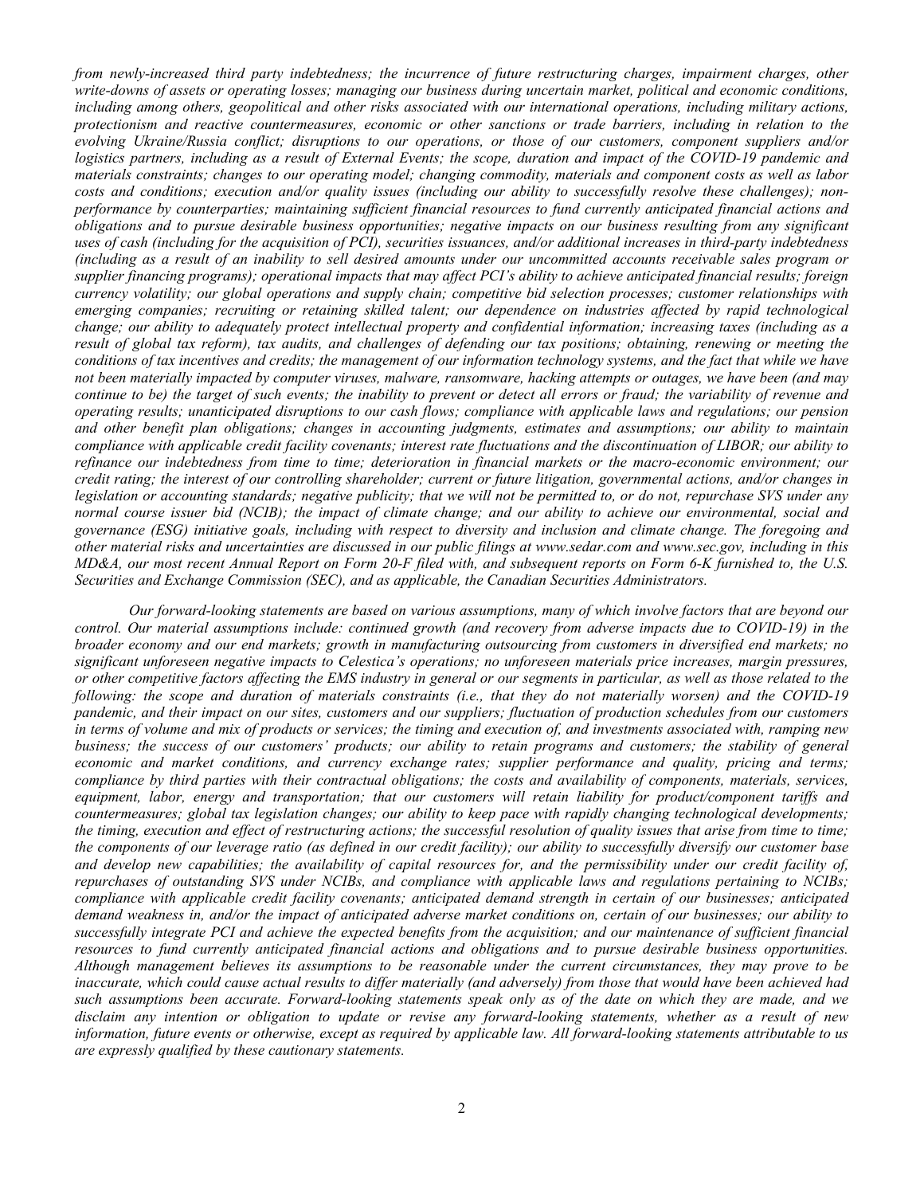*from newly-increased third party indebtedness; the incurrence of future restructuring charges, impairment charges, other write-downs of assets or operating losses; managing our business during uncertain market, political and economic conditions, including among others, geopolitical and other risks associated with our international operations, including military actions, protectionism and reactive countermeasures, economic or other sanctions or trade barriers, including in relation to the evolving Ukraine/Russia conflict; disruptions to our operations, or those of our customers, component suppliers and/or logistics partners, including as a result of External Events; the scope, duration and impact of the COVID-19 pandemic and materials constraints; changes to our operating model; changing commodity, materials and component costs as well as labor costs and conditions; execution and/or quality issues (including our ability to successfully resolve these challenges); non-performance by counterparties; maintaining sufficient financial resources to fund currently anticipated financial actions and obligations and to pursue desirable business opportunities; negative impacts on our business resulting from any significant uses of cash (including for the acquisition of PCI), securities issuances, and/or additional increases in third-party indebtedness (including as a result of an inability to sell desired amounts under our uncommitted accounts receivable sales program or supplier financing programs); operational impacts that may affect PCI's ability to achieve anticipated financial results; foreign currency volatility; our global operations and supply chain; competitive bid selection processes; customer relationships with emerging companies; recruiting or retaining skilled talent; our dependence on industries affected by rapid technological change; our ability to adequately protect intellectual property and confidential information; increasing taxes (including as a result of global tax reform), tax audits, and challenges of defending our tax positions; obtaining, renewing or meeting the conditions of tax incentives and credits; the management of our information technology systems, and the fact that while we have not been materially impacted by computer viruses, malware, ransomware, hacking attempts or outages, we have been (and may continue to be) the target of such events; the inability to prevent or detect all errors or fraud; the variability of revenue and operating results; unanticipated disruptions to our cash flows; compliance with applicable laws and regulations; our pension and other benefit plan obligations; changes in accounting judgments, estimates and assumptions; our ability to maintain compliance with applicable credit facility covenants; interest rate fluctuations and the discontinuation of LIBOR; our ability to refinance our indebtedness from time to time; deterioration in financial markets or the macro-economic environment; our credit rating; the interest of our controlling shareholder; current or future litigation, governmental actions, and/or changes in legislation or accounting standards; negative publicity; that we will not be permitted to, or do not, repurchase SVS under any normal course issuer bid (NCIB); the impact of climate change; and our ability to achieve our environmental, social and governance (ESG) initiative goals, including with respect to diversity and inclusion and climate change. The foregoing and other material risks and uncertainties are discussed in our public filings at www.sedar.com and www.sec.gov, including in this MD&A, our most recent Annual Report on Form 20-F filed with, and subsequent reports on Form 6-K furnished to, the U.S. Securities and Exchange Commission (SEC), and as applicable, the Canadian Securities Administrators.*

*Our forward-looking statements are based on various assumptions, many of which involve factors that are beyond our control. Our material assumptions include: continued growth (and recovery from adverse impacts due to COVID-19) in the broader economy and our end markets; growth in manufacturing outsourcing from customers in diversified end markets; no significant unforeseen negative impacts to Celestica's operations; no unforeseen materials price increases, margin pressures, or other competitive factors affecting the EMS industry in general or our segments in particular, as well as those related to the following: the scope and duration of materials constraints (i.e., that they do not materially worsen) and the COVID-19 pandemic, and their impact on our sites, customers and our suppliers; fluctuation of production schedules from our customers in terms of volume and mix of products or services; the timing and execution of, and investments associated with, ramping new business; the success of our customers' products; our ability to retain programs and customers; the stability of general economic and market conditions, and currency exchange rates; supplier performance and quality, pricing and terms; compliance by third parties with their contractual obligations; the costs and availability of components, materials, services, equipment, labor, energy and transportation; that our customers will retain liability for product/component tariffs and countermeasures; global tax legislation changes; our ability to keep pace with rapidly changing technological developments; the timing, execution and effect of restructuring actions; the successful resolution of quality issues that arise from time to time; the components of our leverage ratio (as defined in our credit facility); our ability to successfully diversify our customer base and develop new capabilities; the availability of capital resources for, and the permissibility under our credit facility of, repurchases of outstanding SVS under NCIBs, and compliance with applicable laws and regulations pertaining to NCIBs; compliance with applicable credit facility covenants; anticipated demand strength in certain of our businesses; anticipated demand weakness in, and/or the impact of anticipated adverse market conditions on, certain of our businesses; our ability to successfully integrate PCI and achieve the expected benefits from the acquisition; and our maintenance of sufficient financial resources to fund currently anticipated financial actions and obligations and to pursue desirable business opportunities. Although management believes its assumptions to be reasonable under the current circumstances, they may prove to be inaccurate, which could cause actual results to differ materially (and adversely) from those that would have been achieved had such assumptions been accurate. Forward-looking statements speak only as of the date on which they are made, and we disclaim any intention or obligation to update or revise any forward-looking statements, whether as a result of new information, future events or otherwise, except as required by applicable law. All forward-looking statements attributable to us are expressly qualified by these cautionary statements.*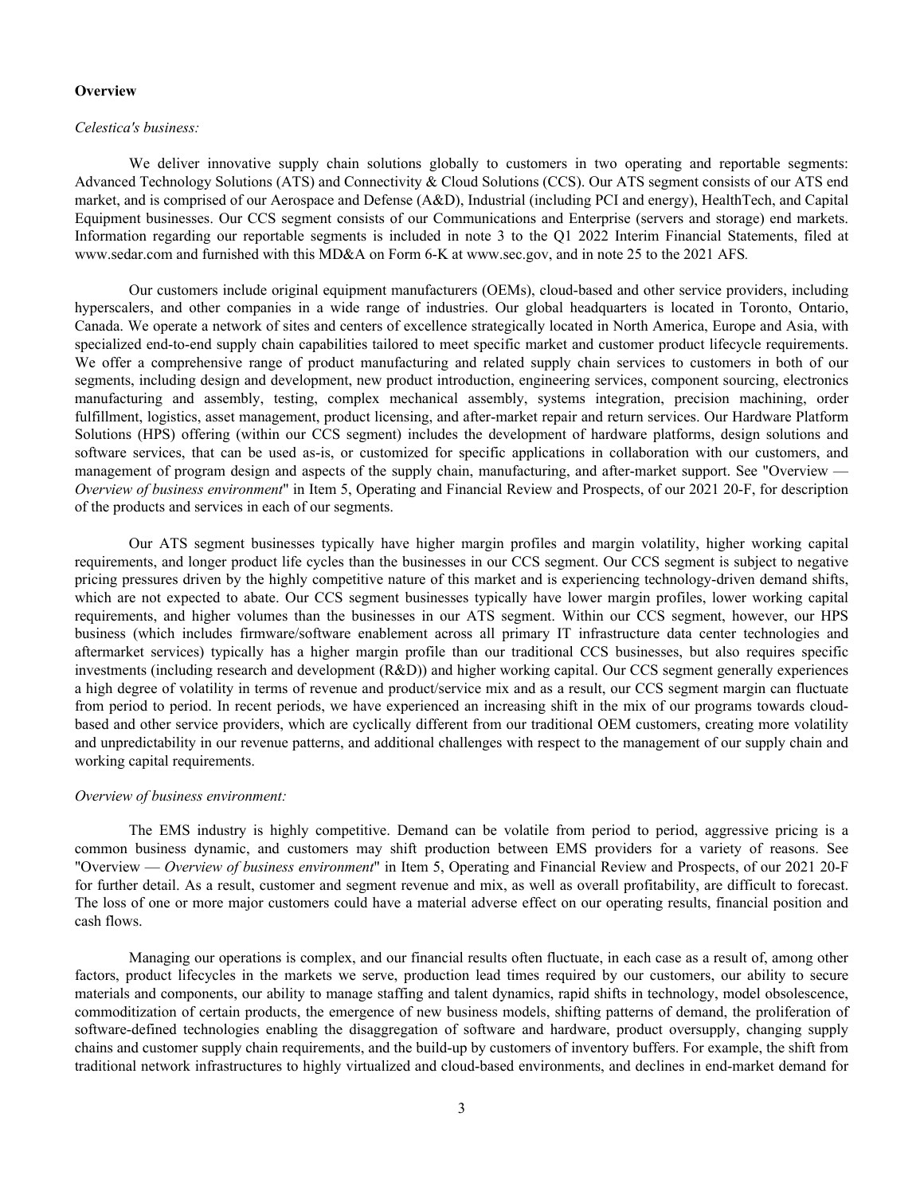**Overview**

*Celestica's business:*

We deliver innovative supply chain solutions globally to customers in two operating and reportable segments: Advanced Technology Solutions (ATS) and Connectivity & Cloud Solutions (CCS). Our ATS segment consists of our ATS end market, and is comprised of our Aerospace and Defense (A&D), Industrial (including PCI and energy), HealthTech, and Capital Equipment businesses. Our CCS segment consists of our Communications and Enterprise (servers and storage) end markets. Information regarding our reportable segments is included in note 3 to the Q1 2022 Interim Financial Statements, filed at www.sedar.com and furnished with this MD&A on Form 6-K at www.sec.gov, and in note 25 to the 2021 AFS.

Our customers include original equipment manufacturers (OEMs), cloud-based and other service providers, including hyperscalers, and other companies in a wide range of industries. Our global headquarters is located in Toronto, Ontario, Canada. We operate a network of sites and centers of excellence strategically located in North America, Europe and Asia, with specialized end-to-end supply chain capabilities tailored to meet specific market and customer product lifecycle requirements. We offer a comprehensive range of product manufacturing and related supply chain services to customers in both of our segments, including design and development, new product introduction, engineering services, component sourcing, electronics manufacturing and assembly, testing, complex mechanical assembly, systems integration, precision machining, order fulfillment, logistics, asset management, product licensing, and after-market repair and return services. Our Hardware Platform Solutions (HPS) offering (within our CCS segment) includes the development of hardware platforms, design solutions and software services, that can be used as-is, or customized for specific applications in collaboration with our customers, and management of program design and aspects of the supply chain, manufacturing, and after-market support. See "Overview — *Overview of business environment*" in Item 5, Operating and Financial Review and Prospects, of our 2021 20-F, for description of the products and services in each of our segments.

Our ATS segment businesses typically have higher margin profiles and margin volatility, higher working capital requirements, and longer product life cycles than the businesses in our CCS segment. Our CCS segment is subject to negative pricing pressures driven by the highly competitive nature of this market and is experiencing technology-driven demand shifts, which are not expected to abate. Our CCS segment businesses typically have lower margin profiles, lower working capital requirements, and higher volumes than the businesses in our ATS segment. Within our CCS segment, however, our HPS business (which includes firmware/software enablement across all primary IT infrastructure data center technologies and aftermarket services) typically has a higher margin profile than our traditional CCS businesses, but also requires specific investments (including research and development (R&D)) and higher working capital. Our CCS segment generally experiences a high degree of volatility in terms of revenue and product/service mix and as a result, our CCS segment margin can fluctuate from period to period. In recent periods, we have experienced an increasing shift in the mix of our programs towards cloud-based and other service providers, which are cyclically different from our traditional OEM customers, creating more volatility and unpredictability in our revenue patterns, and additional challenges with respect to the management of our supply chain and working capital requirements.

*Overview of business environment:*

The EMS industry is highly competitive. Demand can be volatile from period to period, aggressive pricing is a common business dynamic, and customers may shift production between EMS providers for a variety of reasons. See "Overview — *Overview of business environment*" in Item 5, Operating and Financial Review and Prospects, of our 2021 20-F for further detail. As a result, customer and segment revenue and mix, as well as overall profitability, are difficult to forecast. The loss of one or more major customers could have a material adverse effect on our operating results, financial position and cash flows.

Managing our operations is complex, and our financial results often fluctuate, in each case as a result of, among other factors, product lifecycles in the markets we serve, production lead times required by our customers, our ability to secure materials and components, our ability to manage staffing and talent dynamics, rapid shifts in technology, model obsolescence, commoditization of certain products, the emergence of new business models, shifting patterns of demand, the proliferation of software-defined technologies enabling the disaggregation of software and hardware, product oversupply, changing supply chains and customer supply chain requirements, and the build-up by customers of inventory buffers. For example, the shift from traditional network infrastructures to highly virtualized and cloud-based environments, and declines in end-market demand for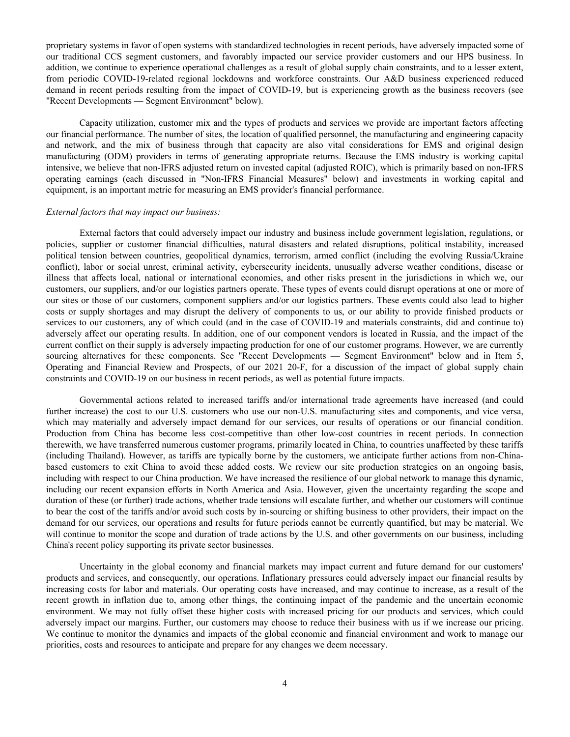proprietary systems in favor of open systems with standardized technologies in recent periods, have adversely impacted some of our traditional CCS segment customers, and favorably impacted our service provider customers and our HPS business. In addition, we continue to experience operational challenges as a result of global supply chain constraints, and to a lesser extent, from periodic COVID-19-related regional lockdowns and workforce constraints. Our A&D business experienced reduced demand in recent periods resulting from the impact of COVID-19, but is experiencing growth as the business recovers (see "Recent Developments — Segment Environment" below).

Capacity utilization, customer mix and the types of products and services we provide are important factors affecting our financial performance. The number of sites, the location of qualified personnel, the manufacturing and engineering capacity and network, and the mix of business through that capacity are also vital considerations for EMS and original design manufacturing (ODM) providers in terms of generating appropriate returns. Because the EMS industry is working capital intensive, we believe that non-IFRS adjusted return on invested capital (adjusted ROIC), which is primarily based on non-IFRS operating earnings (each discussed in "Non-IFRS Financial Measures" below) and investments in working capital and equipment, is an important metric for measuring an EMS provider's financial performance.

*External factors that may impact our business:*

External factors that could adversely impact our industry and business include government legislation, regulations, or policies, supplier or customer financial difficulties, natural disasters and related disruptions, political instability, increased political tension between countries, geopolitical dynamics, terrorism, armed conflict (including the evolving Russia/Ukraine conflict), labor or social unrest, criminal activity, cybersecurity incidents, unusually adverse weather conditions, disease or illness that affects local, national or international economies, and other risks present in the jurisdictions in which we, our customers, our suppliers, and/or our logistics partners operate. These types of events could disrupt operations at one or more of our sites or those of our customers, component suppliers and/or our logistics partners. These events could also lead to higher costs or supply shortages and may disrupt the delivery of components to us, or our ability to provide finished products or services to our customers, any of which could (and in the case of COVID-19 and materials constraints, did and continue to) adversely affect our operating results. In addition, one of our component vendors is located in Russia, and the impact of the current conflict on their supply is adversely impacting production for one of our customer programs. However, we are currently sourcing alternatives for these components. See "Recent Developments — Segment Environment" below and in Item 5, Operating and Financial Review and Prospects, of our 2021 20-F, for a discussion of the impact of global supply chain constraints and COVID-19 on our business in recent periods, as well as potential future impacts.

Governmental actions related to increased tariffs and/or international trade agreements have increased (and could further increase) the cost to our U.S. customers who use our non-U.S. manufacturing sites and components, and vice versa, which may materially and adversely impact demand for our services, our results of operations or our financial condition. Production from China has become less cost-competitive than other low-cost countries in recent periods. In connection therewith, we have transferred numerous customer programs, primarily located in China, to countries unaffected by these tariffs (including Thailand). However, as tariffs are typically borne by the customers, we anticipate further actions from non-China-based customers to exit China to avoid these added costs. We review our site production strategies on an ongoing basis, including with respect to our China production. We have increased the resilience of our global network to manage this dynamic, including our recent expansion efforts in North America and Asia. However, given the uncertainty regarding the scope and duration of these (or further) trade actions, whether trade tensions will escalate further, and whether our customers will continue to bear the cost of the tariffs and/or avoid such costs by in-sourcing or shifting business to other providers, their impact on the demand for our services, our operations and results for future periods cannot be currently quantified, but may be material. We will continue to monitor the scope and duration of trade actions by the U.S. and other governments on our business, including China's recent policy supporting its private sector businesses.

Uncertainty in the global economy and financial markets may impact current and future demand for our customers' products and services, and consequently, our operations. Inflationary pressures could adversely impact our financial results by increasing costs for labor and materials. Our operating costs have increased, and may continue to increase, as a result of the recent growth in inflation due to, among other things, the continuing impact of the pandemic and the uncertain economic environment. We may not fully offset these higher costs with increased pricing for our products and services, which could adversely impact our margins. Further, our customers may choose to reduce their business with us if we increase our pricing. We continue to monitor the dynamics and impacts of the global economic and financial environment and work to manage our priorities, costs and resources to anticipate and prepare for any changes we deem necessary.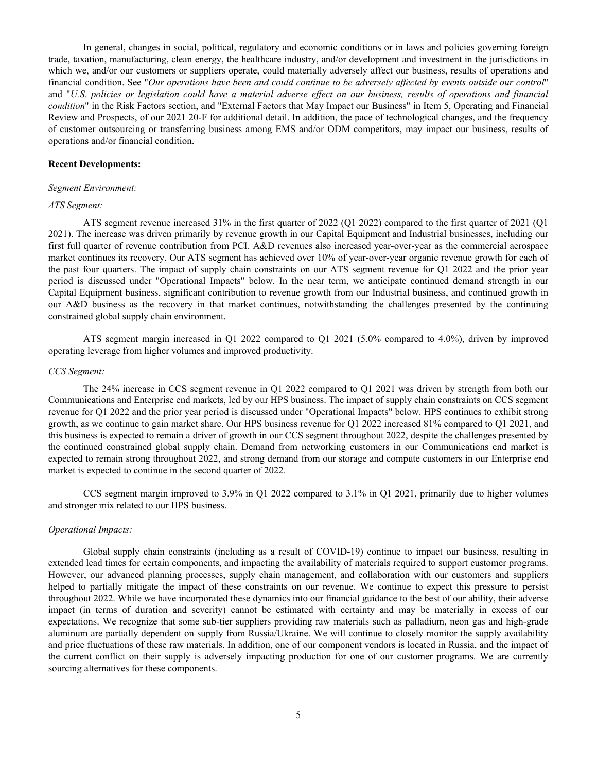In general, changes in social, political, regulatory and economic conditions or in laws and policies governing foreign trade, taxation, manufacturing, clean energy, the healthcare industry, and/or development and investment in the jurisdictions in which we, and/or our customers or suppliers operate, could materially adversely affect our business, results of operations and financial condition. See "*Our operations have been and could continue to be adversely affected by events outside our control*" and "*U.S. policies or legislation could have a material adverse effect on our business, results of operations and financial condition*" in the Risk Factors section, and "External Factors that May Impact our Business" in Item 5, Operating and Financial Review and Prospects, of our 2021 20-F for additional detail. In addition, the pace of technological changes, and the frequency of customer outsourcing or transferring business among EMS and/or ODM competitors, may impact our business, results of operations and/or financial condition.

**Recent Developments:**

*Segment Environment:*

*ATS Segment:*

ATS segment revenue increased 31% in the first quarter of 2022 (Q1 2022) compared to the first quarter of 2021 (Q1 2021). The increase was driven primarily by revenue growth in our Capital Equipment and Industrial businesses, including our first full quarter of revenue contribution from PCI. A&D revenues also increased year-over-year as the commercial aerospace market continues its recovery. Our ATS segment has achieved over 10% of year-over-year organic revenue growth for each of the past four quarters. The impact of supply chain constraints on our ATS segment revenue for Q1 2022 and the prior year period is discussed under "Operational Impacts" below. In the near term, we anticipate continued demand strength in our Capital Equipment business, significant contribution to revenue growth from our Industrial business, and continued growth in our A&D business as the recovery in that market continues, notwithstanding the challenges presented by the continuing constrained global supply chain environment.

ATS segment margin increased in Q1 2022 compared to Q1 2021 (5.0% compared to 4.0%), driven by improved operating leverage from higher volumes and improved productivity.

*CCS Segment:*

The 24% increase in CCS segment revenue in Q1 2022 compared to Q1 2021 was driven by strength from both our Communications and Enterprise end markets, led by our HPS business. The impact of supply chain constraints on CCS segment revenue for Q1 2022 and the prior year period is discussed under "Operational Impacts" below. HPS continues to exhibit strong growth, as we continue to gain market share. Our HPS business revenue for Q1 2022 increased 81% compared to Q1 2021, and this business is expected to remain a driver of growth in our CCS segment throughout 2022, despite the challenges presented by the continued constrained global supply chain. Demand from networking customers in our Communications end market is expected to remain strong throughout 2022, and strong demand from our storage and compute customers in our Enterprise end market is expected to continue in the second quarter of 2022.

CCS segment margin improved to 3.9% in Q1 2022 compared to 3.1% in Q1 2021, primarily due to higher volumes and stronger mix related to our HPS business.

*Operational Impacts:*

Global supply chain constraints (including as a result of COVID-19) continue to impact our business, resulting in extended lead times for certain components, and impacting the availability of materials required to support customer programs. However, our advanced planning processes, supply chain management, and collaboration with our customers and suppliers helped to partially mitigate the impact of these constraints on our revenue. We continue to expect this pressure to persist throughout 2022. While we have incorporated these dynamics into our financial guidance to the best of our ability, their adverse impact (in terms of duration and severity) cannot be estimated with certainty and may be materially in excess of our expectations. We recognize that some sub-tier suppliers providing raw materials such as palladium, neon gas and high-grade aluminum are partially dependent on supply from Russia/Ukraine. We will continue to closely monitor the supply availability and price fluctuations of these raw materials. In addition, one of our component vendors is located in Russia, and the impact of the current conflict on their supply is adversely impacting production for one of our customer programs. We are currently sourcing alternatives for these components.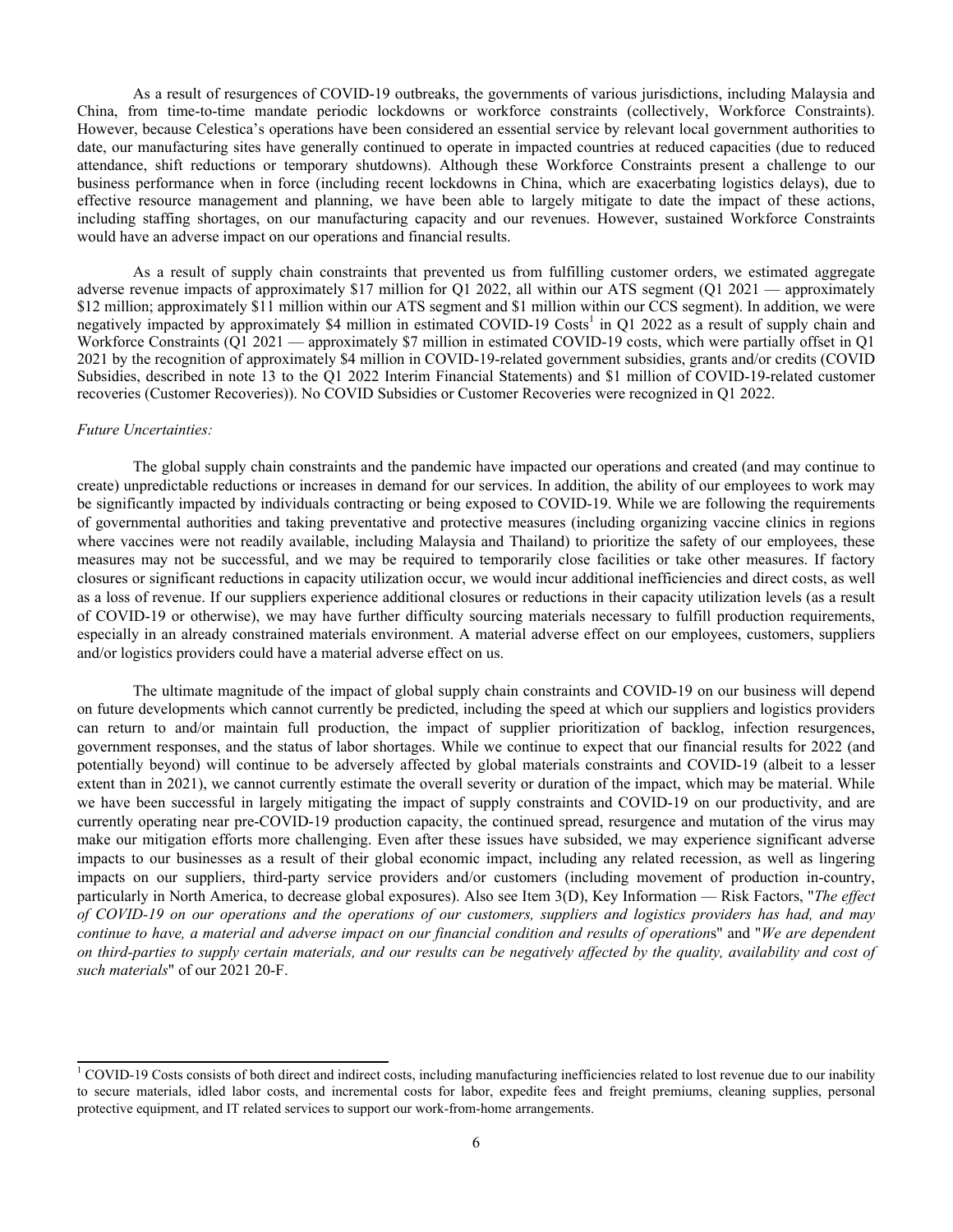As a result of resurgences of COVID-19 outbreaks, the governments of various jurisdictions, including Malaysia and China, from time-to-time mandate periodic lockdowns or workforce constraints (collectively, Workforce Constraints). However, because Celestica's operations have been considered an essential service by relevant local government authorities to date, our manufacturing sites have generally continued to operate in impacted countries at reduced capacities (due to reduced attendance, shift reductions or temporary shutdowns). Although these Workforce Constraints present a challenge to our business performance when in force (including recent lockdowns in China, which are exacerbating logistics delays), due to effective resource management and planning, we have been able to largely mitigate to date the impact of these actions, including staffing shortages, on our manufacturing capacity and our revenues. However, sustained Workforce Constraints would have an adverse impact on our operations and financial results.

As a result of supply chain constraints that prevented us from fulfilling customer orders, we estimated aggregate adverse revenue impacts of approximately $17 million for Q1 2022, all within our ATS segment (Q1 2021 — approximately $12 million; approximately $11 million within our ATS segment and $1 million within our CCS segment). In addition, we were negatively impacted by approximately $4 million in estimated COVID-19 Costs[1] in Q1 2022 as a result of supply chain and Workforce Constraints (Q1 2021 — approximately $7 million in estimated COVID-19 costs, which were partially offset in Q1 2021 by the recognition of approximately $4 million in COVID-19-related government subsidies, grants and/or credits (COVID Subsidies, described in note 13 to the Q1 2022 Interim Financial Statements) and $1 million of COVID-19-related customer recoveries (Customer Recoveries)). No COVID Subsidies or Customer Recoveries were recognized in Q1 2022.

*Future Uncertainties:*

The global supply chain constraints and the pandemic have impacted our operations and created (and may continue to create) unpredictable reductions or increases in demand for our services. In addition, the ability of our employees to work may be significantly impacted by individuals contracting or being exposed to COVID-19. While we are following the requirements of governmental authorities and taking preventative and protective measures (including organizing vaccine clinics in regions where vaccines were not readily available, including Malaysia and Thailand) to prioritize the safety of our employees, these measures may not be successful, and we may be required to temporarily close facilities or take other measures. If factory closures or significant reductions in capacity utilization occur, we would incur additional inefficiencies and direct costs, as well as a loss of revenue. If our suppliers experience additional closures or reductions in their capacity utilization levels (as a result of COVID-19 or otherwise), we may have further difficulty sourcing materials necessary to fulfill production requirements, especially in an already constrained materials environment. A material adverse effect on our employees, customers, suppliers and/or logistics providers could have a material adverse effect on us.

The ultimate magnitude of the impact of global supply chain constraints and COVID-19 on our business will depend on future developments which cannot currently be predicted, including the speed at which our suppliers and logistics providers can return to and/or maintain full production, the impact of supplier prioritization of backlog, infection resurgences, government responses, and the status of labor shortages. While we continue to expect that our financial results for 2022 (and potentially beyond) will continue to be adversely affected by global materials constraints and COVID-19 (albeit to a lesser extent than in 2021), we cannot currently estimate the overall severity or duration of the impact, which may be material. While we have been successful in largely mitigating the impact of supply constraints and COVID-19 on our productivity, and are currently operating near pre-COVID-19 production capacity, the continued spread, resurgence and mutation of the virus may make our mitigation efforts more challenging. Even after these issues have subsided, we may experience significant adverse impacts to our businesses as a result of their global economic impact, including any related recession, as well as lingering impacts on our suppliers, third-party service providers and/or customers (including movement of production in-country, particularly in North America, to decrease global exposures). Also see Item 3(D), Key Information — Risk Factors, "*The effect of COVID-19 on our operations and the operations of our customers, suppliers and logistics providers has had, and may continue to have, a material and adverse impact on our financial condition and results of operations*" and "*We are dependent on third-parties to supply certain materials, and our results can be negatively affected by the quality, availability and cost of such materials*" of our 2021 20-F.

---

[1] COVID-19 Costs consists of both direct and indirect costs, including manufacturing inefficiencies related to lost revenue due to our inability to secure materials, idled labor costs, and incremental costs for labor, expedite fees and freight premiums, cleaning supplies, personal protective equipment, and IT related services to support our work-from-home arrangements.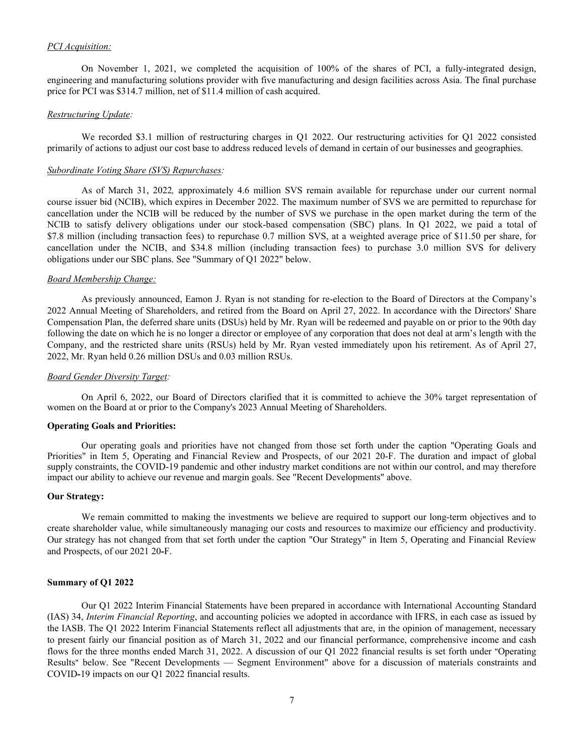*PCI Acquisition:*

On November 1, 2021, we completed the acquisition of 100% of the shares of PCI, a fully-integrated design, engineering and manufacturing solutions provider with five manufacturing and design facilities across Asia. The final purchase price for PCI was $314.7 million, net of $11.4 million of cash acquired.

*Restructuring Update:*

We recorded $3.1 million of restructuring charges in Q1 2022. Our restructuring activities for Q1 2022 consisted primarily of actions to adjust our cost base to address reduced levels of demand in certain of our businesses and geographies.

*Subordinate Voting Share (SVS) Repurchases:*

As of March 31, 2022, approximately 4.6 million SVS remain available for repurchase under our current normal course issuer bid (NCIB), which expires in December 2022. The maximum number of SVS we are permitted to repurchase for cancellation under the NCIB will be reduced by the number of SVS we purchase in the open market during the term of the NCIB to satisfy delivery obligations under our stock-based compensation (SBC) plans. In Q1 2022, we paid a total of $7.8 million (including transaction fees) to repurchase 0.7 million SVS, at a weighted average price of $11.50 per share, for cancellation under the NCIB, and $34.8 million (including transaction fees) to purchase 3.0 million SVS for delivery obligations under our SBC plans. See "Summary of Q1 2022" below.

*Board Membership Change:*

As previously announced, Eamon J. Ryan is not standing for re-election to the Board of Directors at the Company's 2022 Annual Meeting of Shareholders, and retired from the Board on April 27, 2022. In accordance with the Directors' Share Compensation Plan, the deferred share units (DSUs) held by Mr. Ryan will be redeemed and payable on or prior to the 90th day following the date on which he is no longer a director or employee of any corporation that does not deal at arm's length with the Company, and the restricted share units (RSUs) held by Mr. Ryan vested immediately upon his retirement. As of April 27, 2022, Mr. Ryan held 0.26 million DSUs and 0.03 million RSUs.

*Board Gender Diversity Target:*

On April 6, 2022, our Board of Directors clarified that it is committed to achieve the 30% target representation of women on the Board at or prior to the Company's 2023 Annual Meeting of Shareholders.

**Operating Goals and Priorities:**

Our operating goals and priorities have not changed from those set forth under the caption "Operating Goals and Priorities" in Item 5, Operating and Financial Review and Prospects, of our 2021 20-F. The duration and impact of global supply constraints, the COVID-19 pandemic and other industry market conditions are not within our control, and may therefore impact our ability to achieve our revenue and margin goals. See "Recent Developments" above.

**Our Strategy:**

We remain committed to making the investments we believe are required to support our long-term objectives and to create shareholder value, while simultaneously managing our costs and resources to maximize our efficiency and productivity. Our strategy has not changed from that set forth under the caption "Our Strategy" in Item 5, Operating and Financial Review and Prospects, of our 2021 20-F.

**Summary of Q1 2022**

Our Q1 2022 Interim Financial Statements have been prepared in accordance with International Accounting Standard (IAS) 34, *Interim Financial Reporting*, and accounting policies we adopted in accordance with IFRS, in each case as issued by the IASB. The Q1 2022 Interim Financial Statements reflect all adjustments that are, in the opinion of management, necessary to present fairly our financial position as of March 31, 2022 and our financial performance, comprehensive income and cash flows for the three months ended March 31, 2022. A discussion of our Q1 2022 financial results is set forth under "Operating Results" below. See "Recent Developments — Segment Environment" above for a discussion of materials constraints and COVID-19 impacts on our Q1 2022 financial results.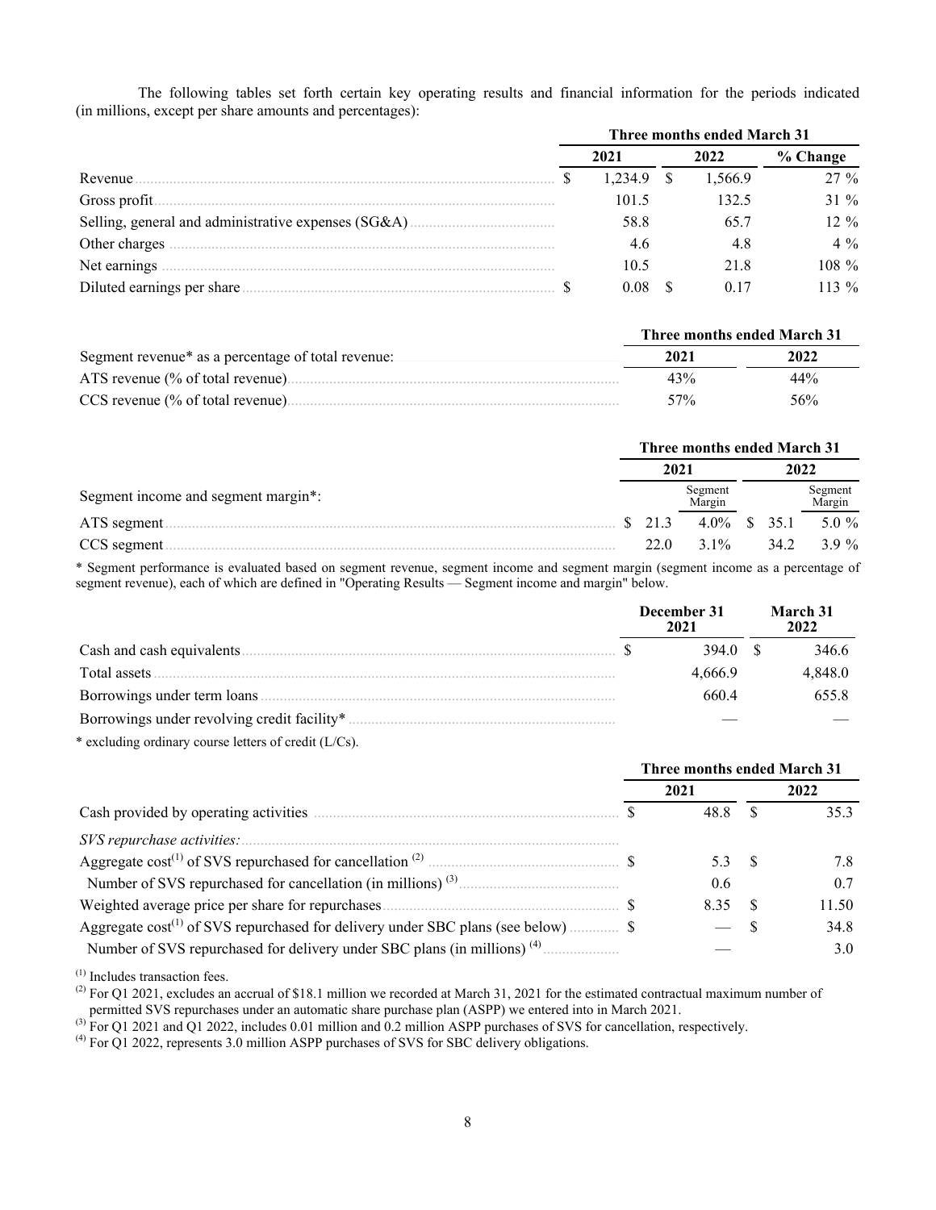The following tables set forth certain key operating results and financial information for the periods indicated (in millions, except per share amounts and percentages):

| | Three months ended March 31 | | |
|---|---|---|---|
| | 2021 | 2022 | % Change |
| Revenue | $ 1,234.9 | $ 1,566.9 | 27 % |
| Gross profit | 101.5 | 132.5 | 31 % |
| Selling, general and administrative expenses (SG&A) | 58.8 | 65.7 | 12 % |
| Other charges | 4.6 | 4.8 | 4 % |
| Net earnings | 10.5 | 21.8 | 108 % |
| Diluted earnings per share | $ 0.08 | $ 0.17 | 113 % |

| | Three months ended March 31 | |
|---|---|---|
| Segment revenue* as a percentage of total revenue: | 2021 | 2022 |
| ATS revenue (% of total revenue) | 43% | 44% |
| CCS revenue (% of total revenue) | 57% | 56% |

| | Three months ended March 31 | | | |
|---|---|---|---|---|
| | 2021 | | 2022 | |
| Segment income and segment margin*: | | Segment Margin | | Segment Margin |
| ATS segment | $ 21.3 | 4.0% | $ 35.1 | 5.0 % |
| CCS segment | 22.0 | 3.1% | 34.2 | 3.9 % |

* Segment performance is evaluated based on segment revenue, segment income and segment margin (segment income as a percentage of segment revenue), each of which are defined in "Operating Results — Segment income and margin" below.

| | December 31 2021 | March 31 2022 |
|---|---|---|
| Cash and cash equivalents | $ 394.0 | $ 346.6 |
| Total assets | 4,666.9 | 4,848.0 |
| Borrowings under term loans | 660.4 | 655.8 |
| Borrowings under revolving credit facility* | — | — |

* excluding ordinary course letters of credit (L/Cs).

| | Three months ended March 31 | |
|---|---|---|
| | 2021 | 2022 |
| Cash provided by operating activities | $ 48.8 | $ 35.3 |
| *SVS repurchase activities:* | | |
| Aggregate cost[1] of SVS repurchased for cancellation [2] | $ 5.3 | $ 7.8 |
| Number of SVS repurchased for cancellation (in millions) [3] | 0.6 | 0.7 |
| Weighted average price per share for repurchases | $ 8.35 | $ 11.50 |
| Aggregate cost[1] of SVS repurchased for delivery under SBC plans (see below) | $ — | $ 34.8 |
| Number of SVS repurchased for delivery under SBC plans (in millions) [4] | — | 3.0 |

[1] Includes transaction fees.
[2] For Q1 2021, excludes an accrual of $18.1 million we recorded at March 31, 2021 for the estimated contractual maximum number of permitted SVS repurchases under an automatic share purchase plan (ASPP) we entered into in March 2021.
[3] For Q1 2021 and Q1 2022, includes 0.01 million and 0.2 million ASPP purchases of SVS for cancellation, respectively.
[4] For Q1 2022, represents 3.0 million ASPP purchases of SVS for SBC delivery obligations.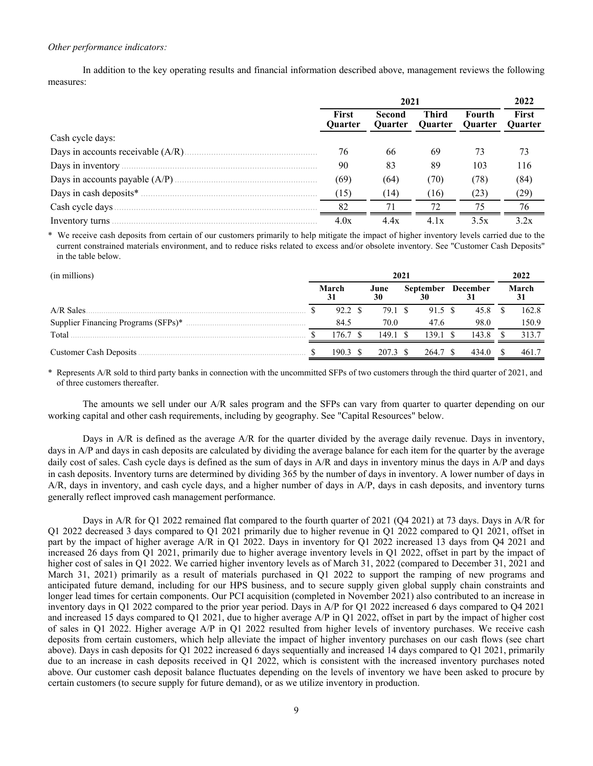*Other performance indicators:*

In addition to the key operating results and financial information described above, management reviews the following measures:

| | 2021 | | | | 2022 |
|---|---|---|---|---|---|
| | First Quarter | Second Quarter | Third Quarter | Fourth Quarter | First Quarter |
| Cash cycle days: | | | | | |
| Days in accounts receivable (A/R) | 76 | 66 | 69 | 73 | 73 |
| Days in inventory | 90 | 83 | 89 | 103 | 116 |
| Days in accounts payable (A/P) | (69) | (64) | (70) | (78) | (84) |
| Days in cash deposits* | (15) | (14) | (16) | (23) | (29) |
| Cash cycle days | 82 | 71 | 72 | 75 | 76 |
| Inventory turns | 4.0x | 4.4x | 4.1x | 3.5x | 3.2x |

\* We receive cash deposits from certain of our customers primarily to help mitigate the impact of higher inventory levels carried due to the current constrained materials environment, and to reduce risks related to excess and/or obsolete inventory. See "Customer Cash Deposits" in the table below.

| (in millions) | 2021 | | | | 2022 |
|---|---|---|---|---|---|
| | March 31 | June 30 | September 30 | December 31 | March 31 |
| A/R Sales | $ 92.2 | $ 79.1 | $ 91.5 | $ 45.8 | $ 162.8 |
| Supplier Financing Programs (SFPs)* | 84.5 | 70.0 | 47.6 | 98.0 | 150.9 |
| Total | $ 176.7 | $ 149.1 | $ 139.1 | $ 143.8 | $ 313.7 |
| Customer Cash Deposits | $ 190.3 | $ 207.3 | $ 264.7 | $ 434.0 | $ 461.7 |

\* Represents A/R sold to third party banks in connection with the uncommitted SFPs of two customers through the third quarter of 2021, and of three customers thereafter.

The amounts we sell under our A/R sales program and the SFPs can vary from quarter to quarter depending on our working capital and other cash requirements, including by geography. See "Capital Resources" below.

Days in A/R is defined as the average A/R for the quarter divided by the average daily revenue. Days in inventory, days in A/P and days in cash deposits are calculated by dividing the average balance for each item for the quarter by the average daily cost of sales. Cash cycle days is defined as the sum of days in A/R and days in inventory minus the days in A/P and days in cash deposits. Inventory turns are determined by dividing 365 by the number of days in inventory. A lower number of days in A/R, days in inventory, and cash cycle days, and a higher number of days in A/P, days in cash deposits, and inventory turns generally reflect improved cash management performance.

Days in A/R for Q1 2022 remained flat compared to the fourth quarter of 2021 (Q4 2021) at 73 days. Days in A/R for Q1 2022 decreased 3 days compared to Q1 2021 primarily due to higher revenue in Q1 2022 compared to Q1 2021, offset in part by the impact of higher average A/R in Q1 2022. Days in inventory for Q1 2022 increased 13 days from Q4 2021 and increased 26 days from Q1 2021, primarily due to higher average inventory levels in Q1 2022, offset in part by the impact of higher cost of sales in Q1 2022. We carried higher inventory levels as of March 31, 2022 (compared to December 31, 2021 and March 31, 2021) primarily as a result of materials purchased in Q1 2022 to support the ramping of new programs and anticipated future demand, including for our HPS business, and to secure supply given global supply chain constraints and longer lead times for certain components. Our PCI acquisition (completed in November 2021) also contributed to an increase in inventory days in Q1 2022 compared to the prior year period. Days in A/P for Q1 2022 increased 6 days compared to Q4 2021 and increased 15 days compared to Q1 2021, due to higher average A/P in Q1 2022, offset in part by the impact of higher cost of sales in Q1 2022. Higher average A/P in Q1 2022 resulted from higher levels of inventory purchases. We receive cash deposits from certain customers, which help alleviate the impact of higher inventory purchases on our cash flows (see chart above). Days in cash deposits for Q1 2022 increased 6 days sequentially and increased 14 days compared to Q1 2021, primarily due to an increase in cash deposits received in Q1 2022, which is consistent with the increased inventory purchases noted above. Our customer cash deposit balance fluctuates depending on the levels of inventory we have been asked to procure by certain customers (to secure supply for future demand), or as we utilize inventory in production.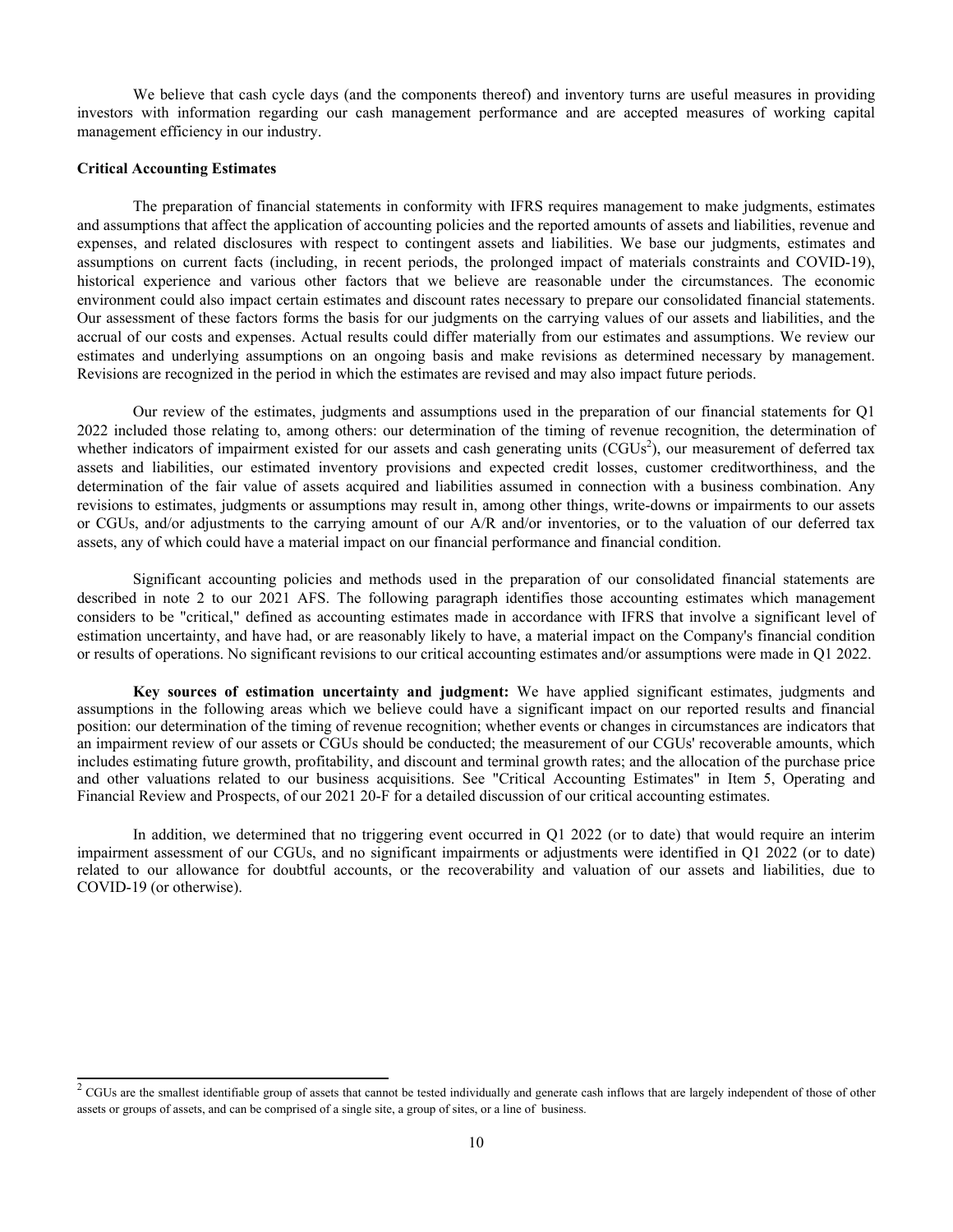We believe that cash cycle days (and the components thereof) and inventory turns are useful measures in providing investors with information regarding our cash management performance and are accepted measures of working capital management efficiency in our industry.

**Critical Accounting Estimates**

The preparation of financial statements in conformity with IFRS requires management to make judgments, estimates and assumptions that affect the application of accounting policies and the reported amounts of assets and liabilities, revenue and expenses, and related disclosures with respect to contingent assets and liabilities. We base our judgments, estimates and assumptions on current facts (including, in recent periods, the prolonged impact of materials constraints and COVID-19), historical experience and various other factors that we believe are reasonable under the circumstances. The economic environment could also impact certain estimates and discount rates necessary to prepare our consolidated financial statements. Our assessment of these factors forms the basis for our judgments on the carrying values of our assets and liabilities, and the accrual of our costs and expenses. Actual results could differ materially from our estimates and assumptions. We review our estimates and underlying assumptions on an ongoing basis and make revisions as determined necessary by management. Revisions are recognized in the period in which the estimates are revised and may also impact future periods.

Our review of the estimates, judgments and assumptions used in the preparation of our financial statements for Q1 2022 included those relating to, among others: our determination of the timing of revenue recognition, the determination of whether indicators of impairment existed for our assets and cash generating units (CGUs[2]), our measurement of deferred tax assets and liabilities, our estimated inventory provisions and expected credit losses, customer creditworthiness, and the determination of the fair value of assets acquired and liabilities assumed in connection with a business combination. Any revisions to estimates, judgments or assumptions may result in, among other things, write-downs or impairments to our assets or CGUs, and/or adjustments to the carrying amount of our A/R and/or inventories, or to the valuation of our deferred tax assets, any of which could have a material impact on our financial performance and financial condition.

Significant accounting policies and methods used in the preparation of our consolidated financial statements are described in note 2 to our 2021 AFS. The following paragraph identifies those accounting estimates which management considers to be "critical," defined as accounting estimates made in accordance with IFRS that involve a significant level of estimation uncertainty, and have had, or are reasonably likely to have, a material impact on the Company's financial condition or results of operations. No significant revisions to our critical accounting estimates and/or assumptions were made in Q1 2022.

**Key sources of estimation uncertainty and judgment:** We have applied significant estimates, judgments and assumptions in the following areas which we believe could have a significant impact on our reported results and financial position: our determination of the timing of revenue recognition; whether events or changes in circumstances are indicators that an impairment review of our assets or CGUs should be conducted; the measurement of our CGUs' recoverable amounts, which includes estimating future growth, profitability, and discount and terminal growth rates; and the allocation of the purchase price and other valuations related to our business acquisitions. See "Critical Accounting Estimates" in Item 5, Operating and Financial Review and Prospects, of our 2021 20-F for a detailed discussion of our critical accounting estimates.

In addition, we determined that no triggering event occurred in Q1 2022 (or to date) that would require an interim impairment assessment of our CGUs, and no significant impairments or adjustments were identified in Q1 2022 (or to date) related to our allowance for doubtful accounts, or the recoverability and valuation of our assets and liabilities, due to COVID-19 (or otherwise).

---

[2] CGUs are the smallest identifiable group of assets that cannot be tested individually and generate cash inflows that are largely independent of those of other assets or groups of assets, and can be comprised of a single site, a group of sites, or a line of business.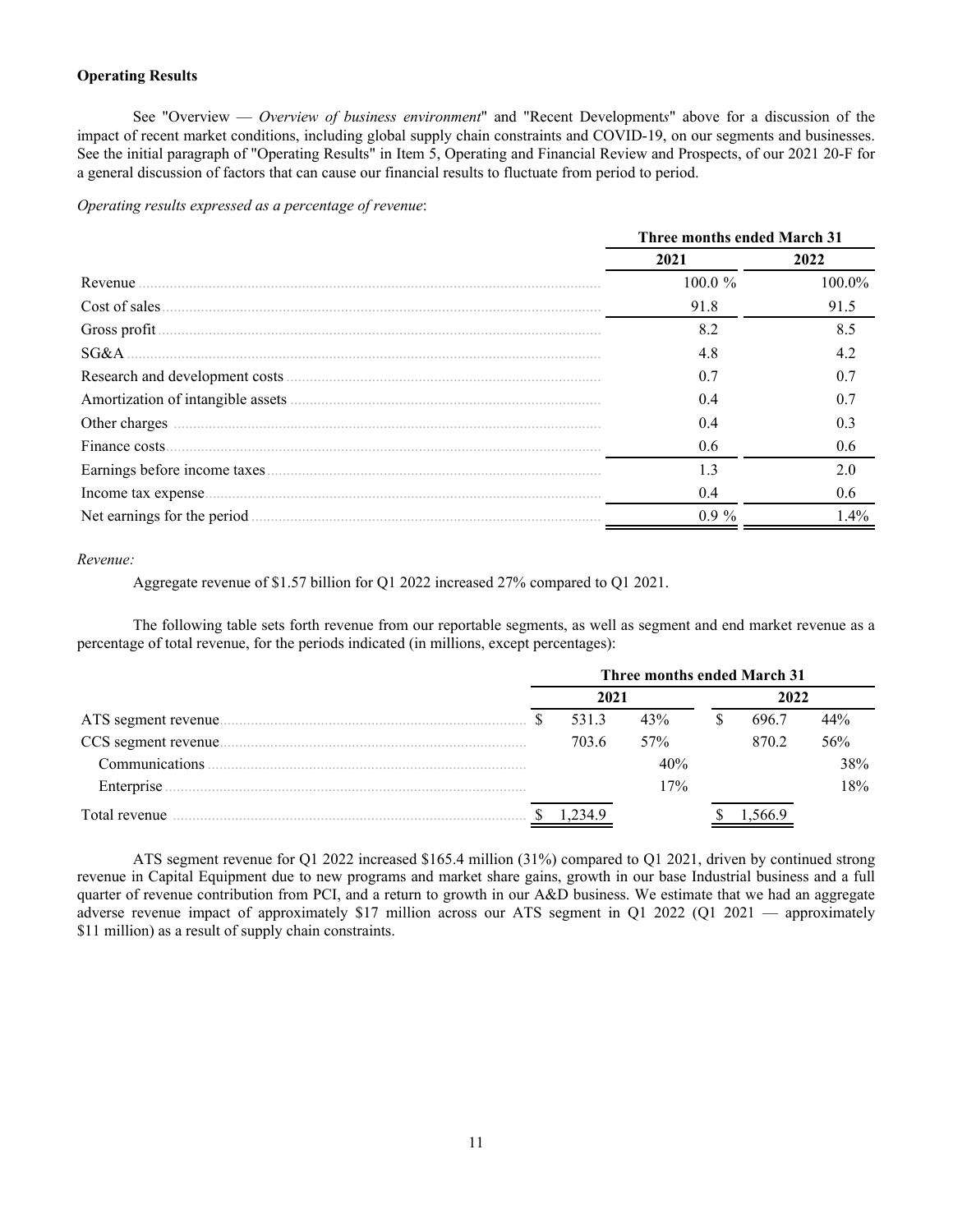**Operating Results**

See "Overview — *Overview of business environment*" and "Recent Developments" above for a discussion of the impact of recent market conditions, including global supply chain constraints and COVID-19, on our segments and businesses. See the initial paragraph of "Operating Results" in Item 5, Operating and Financial Review and Prospects, of our 2021 20-F for a general discussion of factors that can cause our financial results to fluctuate from period to period.

*Operating results expressed as a percentage of revenue*:

| | Three months ended March 31 | |
|---|---|---|
| | 2021 | 2022 |
| Revenue | 100.0 % | 100.0% |
| Cost of sales | 91.8 | 91.5 |
| Gross profit | 8.2 | 8.5 |
| SG&A | 4.8 | 4.2 |
| Research and development costs | 0.7 | 0.7 |
| Amortization of intangible assets | 0.4 | 0.7 |
| Other charges | 0.4 | 0.3 |
| Finance costs | 0.6 | 0.6 |
| Earnings before income taxes | 1.3 | 2.0 |
| Income tax expense | 0.4 | 0.6 |
| Net earnings for the period | 0.9 % | 1.4% |

*Revenue:*

Aggregate revenue of $1.57 billion for Q1 2022 increased 27% compared to Q1 2021.

The following table sets forth revenue from our reportable segments, as well as segment and end market revenue as a percentage of total revenue, for the periods indicated (in millions, except percentages):

| | Three months ended March 31 | | | |
|---|---|---|---|---|
| | 2021 | | 2022 | |
| ATS segment revenue | $ 531.3 | 43% | $ 696.7 | 44% |
| CCS segment revenue | 703.6 | 57% | 870.2 | 56% |
| Communications | | 40% | | 38% |
| Enterprise | | 17% | | 18% |
| Total revenue | $ 1,234.9 | | $ 1,566.9 | |

ATS segment revenue for Q1 2022 increased $165.4 million (31%) compared to Q1 2021, driven by continued strong revenue in Capital Equipment due to new programs and market share gains, growth in our base Industrial business and a full quarter of revenue contribution from PCI, and a return to growth in our A&D business. We estimate that we had an aggregate adverse revenue impact of approximately $17 million across our ATS segment in Q1 2022 (Q1 2021 — approximately $11 million) as a result of supply chain constraints.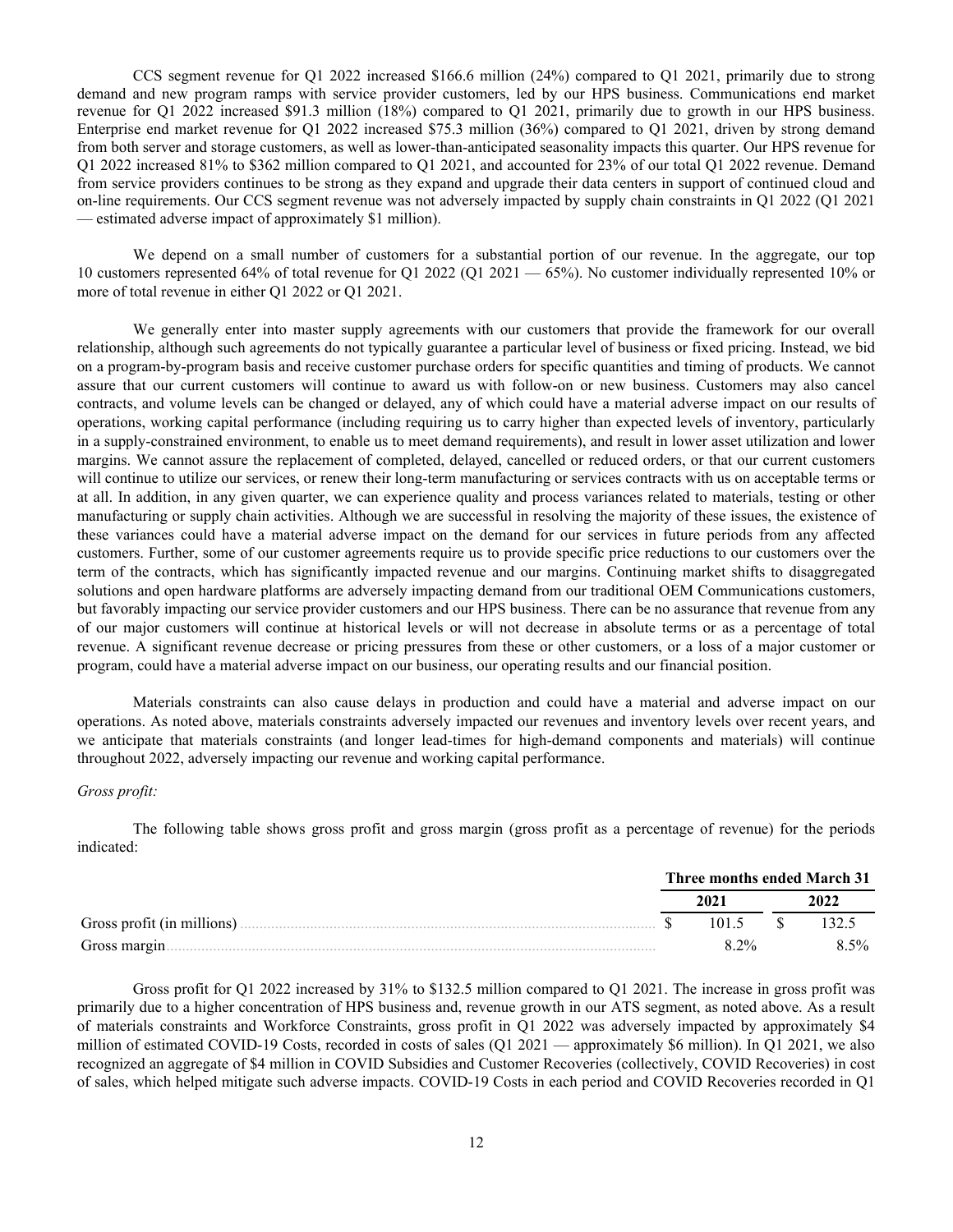CCS segment revenue for Q1 2022 increased $166.6 million (24%) compared to Q1 2021, primarily due to strong demand and new program ramps with service provider customers, led by our HPS business. Communications end market revenue for Q1 2022 increased $91.3 million (18%) compared to Q1 2021, primarily due to growth in our HPS business. Enterprise end market revenue for Q1 2022 increased $75.3 million (36%) compared to Q1 2021, driven by strong demand from both server and storage customers, as well as lower-than-anticipated seasonality impacts this quarter. Our HPS revenue for Q1 2022 increased 81% to $362 million compared to Q1 2021, and accounted for 23% of our total Q1 2022 revenue. Demand from service providers continues to be strong as they expand and upgrade their data centers in support of continued cloud and on-line requirements. Our CCS segment revenue was not adversely impacted by supply chain constraints in Q1 2022 (Q1 2021 — estimated adverse impact of approximately $1 million).

We depend on a small number of customers for a substantial portion of our revenue. In the aggregate, our top 10 customers represented 64% of total revenue for Q1 2022 (Q1 2021 — 65%). No customer individually represented 10% or more of total revenue in either Q1 2022 or Q1 2021.

We generally enter into master supply agreements with our customers that provide the framework for our overall relationship, although such agreements do not typically guarantee a particular level of business or fixed pricing. Instead, we bid on a program-by-program basis and receive customer purchase orders for specific quantities and timing of products. We cannot assure that our current customers will continue to award us with follow-on or new business. Customers may also cancel contracts, and volume levels can be changed or delayed, any of which could have a material adverse impact on our results of operations, working capital performance (including requiring us to carry higher than expected levels of inventory, particularly in a supply-constrained environment, to enable us to meet demand requirements), and result in lower asset utilization and lower margins. We cannot assure the replacement of completed, delayed, cancelled or reduced orders, or that our current customers will continue to utilize our services, or renew their long-term manufacturing or services contracts with us on acceptable terms or at all. In addition, in any given quarter, we can experience quality and process variances related to materials, testing or other manufacturing or supply chain activities. Although we are successful in resolving the majority of these issues, the existence of these variances could have a material adverse impact on the demand for our services in future periods from any affected customers. Further, some of our customer agreements require us to provide specific price reductions to our customers over the term of the contracts, which has significantly impacted revenue and our margins. Continuing market shifts to disaggregated solutions and open hardware platforms are adversely impacting demand from our traditional OEM Communications customers, but favorably impacting our service provider customers and our HPS business. There can be no assurance that revenue from any of our major customers will continue at historical levels or will not decrease in absolute terms or as a percentage of total revenue. A significant revenue decrease or pricing pressures from these or other customers, or a loss of a major customer or program, could have a material adverse impact on our business, our operating results and our financial position.

Materials constraints can also cause delays in production and could have a material and adverse impact on our operations. As noted above, materials constraints adversely impacted our revenues and inventory levels over recent years, and we anticipate that materials constraints (and longer lead-times for high-demand components and materials) will continue throughout 2022, adversely impacting our revenue and working capital performance.

*Gross profit:*

The following table shows gross profit and gross margin (gross profit as a percentage of revenue) for the periods indicated:

| | Three months ended March 31 | |
|---|---|---|
| | 2021 | 2022 |
| Gross profit (in millions) | $ 101.5 | $ 132.5 |
| Gross margin | 8.2% | 8.5% |

Gross profit for Q1 2022 increased by 31% to $132.5 million compared to Q1 2021. The increase in gross profit was primarily due to a higher concentration of HPS business and, revenue growth in our ATS segment, as noted above. As a result of materials constraints and Workforce Constraints, gross profit in Q1 2022 was adversely impacted by approximately $4 million of estimated COVID-19 Costs, recorded in costs of sales (Q1 2021 — approximately $6 million). In Q1 2021, we also recognized an aggregate of $4 million in COVID Subsidies and Customer Recoveries (collectively, COVID Recoveries) in cost of sales, which helped mitigate such adverse impacts. COVID-19 Costs in each period and COVID Recoveries recorded in Q1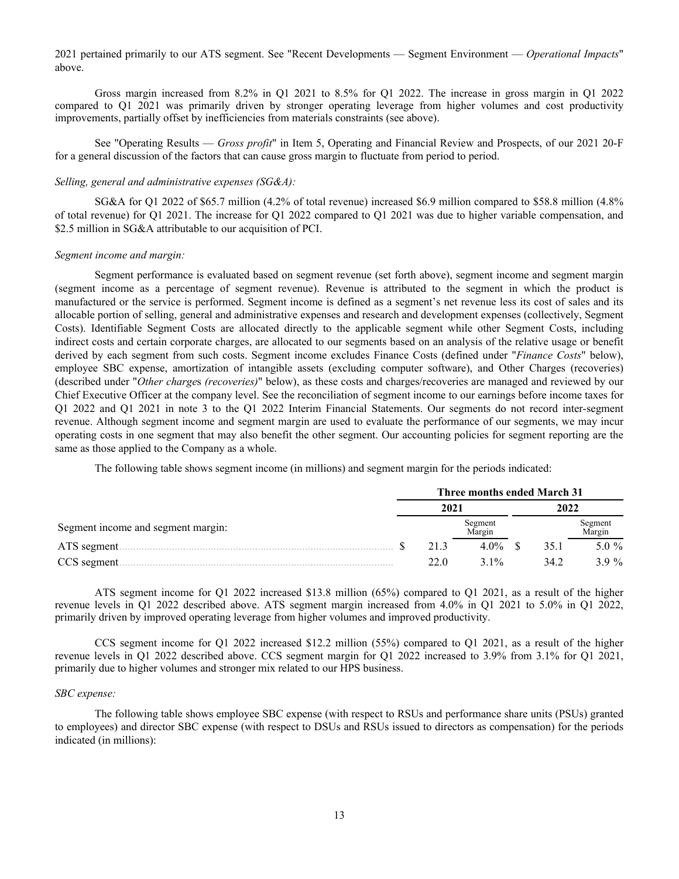2021 pertained primarily to our ATS segment. See "Recent Developments — Segment Environment — *Operational Impacts*" above.

Gross margin increased from 8.2% in Q1 2021 to 8.5% for Q1 2022. The increase in gross margin in Q1 2022 compared to Q1 2021 was primarily driven by stronger operating leverage from higher volumes and cost productivity improvements, partially offset by inefficiencies from materials constraints (see above).

See "Operating Results — *Gross profit*" in Item 5, Operating and Financial Review and Prospects, of our 2021 20-F for a general discussion of the factors that can cause gross margin to fluctuate from period to period.

*Selling, general and administrative expenses (SG&A):*

SG&A for Q1 2022 of $65.7 million (4.2% of total revenue) increased $6.9 million compared to $58.8 million (4.8% of total revenue) for Q1 2021. The increase for Q1 2022 compared to Q1 2021 was due to higher variable compensation, and $2.5 million in SG&A attributable to our acquisition of PCI.

*Segment income and margin:*

Segment performance is evaluated based on segment revenue (set forth above), segment income and segment margin (segment income as a percentage of segment revenue). Revenue is attributed to the segment in which the product is manufactured or the service is performed. Segment income is defined as a segment's net revenue less its cost of sales and its allocable portion of selling, general and administrative expenses and research and development expenses (collectively, Segment Costs). Identifiable Segment Costs are allocated directly to the applicable segment while other Segment Costs, including indirect costs and certain corporate charges, are allocated to our segments based on an analysis of the relative usage or benefit derived by each segment from such costs. Segment income excludes Finance Costs (defined under "*Finance Costs*" below), employee SBC expense, amortization of intangible assets (excluding computer software), and Other Charges (recoveries) (described under "*Other charges (recoveries)*" below), as these costs and charges/recoveries are managed and reviewed by our Chief Executive Officer at the company level. See the reconciliation of segment income to our earnings before income taxes for Q1 2022 and Q1 2021 in note 3 to the Q1 2022 Interim Financial Statements. Our segments do not record inter-segment revenue. Although segment income and segment margin are used to evaluate the performance of our segments, we may incur operating costs in one segment that may also benefit the other segment. Our accounting policies for segment reporting are the same as those applied to the Company as a whole.

The following table shows segment income (in millions) and segment margin for the periods indicated:

| | Three months ended March 31 | | | |
|---|---|---|---|---|
| | 2021 | | 2022 | |
| Segment income and segment margin: | | Segment Margin | | Segment Margin |
| ATS segment | $ 21.3 | 4.0% | $ 35.1 | 5.0 % |
| CCS segment | 22.0 | 3.1% | 34.2 | 3.9 % |

ATS segment income for Q1 2022 increased $13.8 million (65%) compared to Q1 2021, as a result of the higher revenue levels in Q1 2022 described above. ATS segment margin increased from 4.0% in Q1 2021 to 5.0% in Q1 2022, primarily driven by improved operating leverage from higher volumes and improved productivity.

CCS segment income for Q1 2022 increased $12.2 million (55%) compared to Q1 2021, as a result of the higher revenue levels in Q1 2022 described above. CCS segment margin for Q1 2022 increased to 3.9% from 3.1% for Q1 2021, primarily due to higher volumes and stronger mix related to our HPS business.

*SBC expense:*

The following table shows employee SBC expense (with respect to RSUs and performance share units (PSUs) granted to employees) and director SBC expense (with respect to DSUs and RSUs issued to directors as compensation) for the periods indicated (in millions):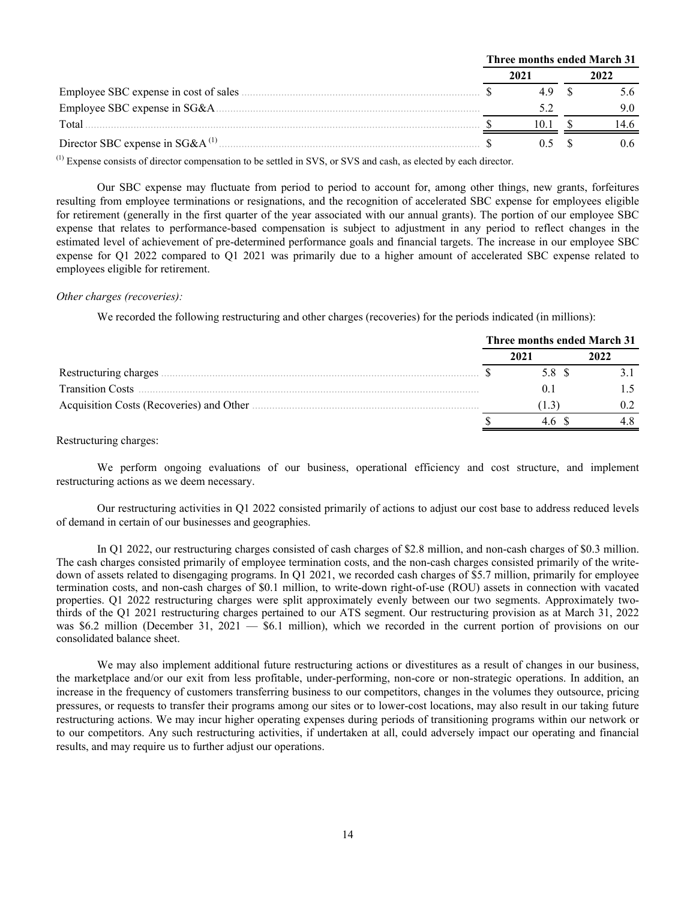| | Three months ended March 31 | |
|---|---|---|
| | 2021 | 2022 |
| Employee SBC expense in cost of sales | $ 4.9 | $ 5.6 |
| Employee SBC expense in SG&A | 5.2 | 9.0 |
| Total | $ 10.1 | $ 14.6 |
| Director SBC expense in SG&A [(1)] | $ 0.5 | $ 0.6 |

[(1)] Expense consists of director compensation to be settled in SVS, or SVS and cash, as elected by each director.

Our SBC expense may fluctuate from period to period to account for, among other things, new grants, forfeitures resulting from employee terminations or resignations, and the recognition of accelerated SBC expense for employees eligible for retirement (generally in the first quarter of the year associated with our annual grants). The portion of our employee SBC expense that relates to performance-based compensation is subject to adjustment in any period to reflect changes in the estimated level of achievement of pre-determined performance goals and financial targets. The increase in our employee SBC expense for Q1 2022 compared to Q1 2021 was primarily due to a higher amount of accelerated SBC expense related to employees eligible for retirement.

*Other charges (recoveries):*

We recorded the following restructuring and other charges (recoveries) for the periods indicated (in millions):

| | Three months ended March 31 | |
|---|---|---|
| | 2021 | 2022 |
| Restructuring charges | $ 5.8 | $ 3.1 |
| Transition Costs | 0.1 | 1.5 |
| Acquisition Costs (Recoveries) and Other | (1.3) | 0.2 |
| | $ 4.6 | $ 4.8 |

Restructuring charges:

We perform ongoing evaluations of our business, operational efficiency and cost structure, and implement restructuring actions as we deem necessary.

Our restructuring activities in Q1 2022 consisted primarily of actions to adjust our cost base to address reduced levels of demand in certain of our businesses and geographies.

In Q1 2022, our restructuring charges consisted of cash charges of $2.8 million, and non-cash charges of $0.3 million. The cash charges consisted primarily of employee termination costs, and the non-cash charges consisted primarily of the write-down of assets related to disengaging programs. In Q1 2021, we recorded cash charges of $5.7 million, primarily for employee termination costs, and non-cash charges of $0.1 million, to write-down right-of-use (ROU) assets in connection with vacated properties. Q1 2022 restructuring charges were split approximately evenly between our two segments. Approximately two-thirds of the Q1 2021 restructuring charges pertained to our ATS segment. Our restructuring provision as at March 31, 2022 was $6.2 million (December 31, 2021 — $6.1 million), which we recorded in the current portion of provisions on our consolidated balance sheet.

We may also implement additional future restructuring actions or divestitures as a result of changes in our business, the marketplace and/or our exit from less profitable, under-performing, non-core or non-strategic operations. In addition, an increase in the frequency of customers transferring business to our competitors, changes in the volumes they outsource, pricing pressures, or requests to transfer their programs among our sites or to lower-cost locations, may also result in our taking future restructuring actions. We may incur higher operating expenses during periods of transitioning programs within our network or to our competitors. Any such restructuring activities, if undertaken at all, could adversely impact our operating and financial results, and may require us to further adjust our operations.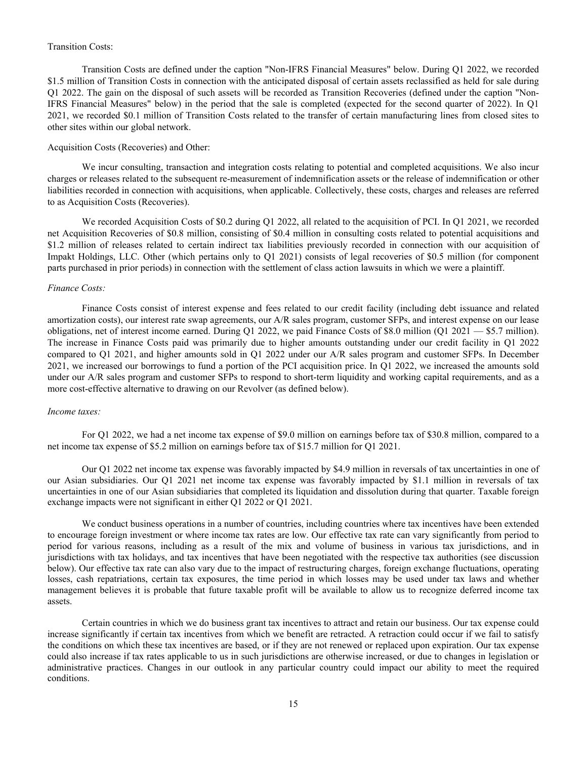Transition Costs:

Transition Costs are defined under the caption "Non-IFRS Financial Measures" below. During Q1 2022, we recorded $1.5 million of Transition Costs in connection with the anticipated disposal of certain assets reclassified as held for sale during Q1 2022. The gain on the disposal of such assets will be recorded as Transition Recoveries (defined under the caption "Non-IFRS Financial Measures" below) in the period that the sale is completed (expected for the second quarter of 2022). In Q1 2021, we recorded $0.1 million of Transition Costs related to the transfer of certain manufacturing lines from closed sites to other sites within our global network.

Acquisition Costs (Recoveries) and Other:

We incur consulting, transaction and integration costs relating to potential and completed acquisitions. We also incur charges or releases related to the subsequent re-measurement of indemnification assets or the release of indemnification or other liabilities recorded in connection with acquisitions, when applicable. Collectively, these costs, charges and releases are referred to as Acquisition Costs (Recoveries).

We recorded Acquisition Costs of $0.2 during Q1 2022, all related to the acquisition of PCI. In Q1 2021, we recorded net Acquisition Recoveries of $0.8 million, consisting of $0.4 million in consulting costs related to potential acquisitions and $1.2 million of releases related to certain indirect tax liabilities previously recorded in connection with our acquisition of Impakt Holdings, LLC. Other (which pertains only to Q1 2021) consists of legal recoveries of $0.5 million (for component parts purchased in prior periods) in connection with the settlement of class action lawsuits in which we were a plaintiff.

*Finance Costs:*

Finance Costs consist of interest expense and fees related to our credit facility (including debt issuance and related amortization costs), our interest rate swap agreements, our A/R sales program, customer SFPs, and interest expense on our lease obligations, net of interest income earned. During Q1 2022, we paid Finance Costs of $8.0 million (Q1 2021 — $5.7 million). The increase in Finance Costs paid was primarily due to higher amounts outstanding under our credit facility in Q1 2022 compared to Q1 2021, and higher amounts sold in Q1 2022 under our A/R sales program and customer SFPs. In December 2021, we increased our borrowings to fund a portion of the PCI acquisition price. In Q1 2022, we increased the amounts sold under our A/R sales program and customer SFPs to respond to short-term liquidity and working capital requirements, and as a more cost-effective alternative to drawing on our Revolver (as defined below).

*Income taxes:*

For Q1 2022, we had a net income tax expense of $9.0 million on earnings before tax of $30.8 million, compared to a net income tax expense of $5.2 million on earnings before tax of $15.7 million for Q1 2021.

Our Q1 2022 net income tax expense was favorably impacted by $4.9 million in reversals of tax uncertainties in one of our Asian subsidiaries. Our Q1 2021 net income tax expense was favorably impacted by $1.1 million in reversals of tax uncertainties in one of our Asian subsidiaries that completed its liquidation and dissolution during that quarter. Taxable foreign exchange impacts were not significant in either Q1 2022 or Q1 2021.

We conduct business operations in a number of countries, including countries where tax incentives have been extended to encourage foreign investment or where income tax rates are low. Our effective tax rate can vary significantly from period to period for various reasons, including as a result of the mix and volume of business in various tax jurisdictions, and in jurisdictions with tax holidays, and tax incentives that have been negotiated with the respective tax authorities (see discussion below). Our effective tax rate can also vary due to the impact of restructuring charges, foreign exchange fluctuations, operating losses, cash repatriations, certain tax exposures, the time period in which losses may be used under tax laws and whether management believes it is probable that future taxable profit will be available to allow us to recognize deferred income tax assets.

Certain countries in which we do business grant tax incentives to attract and retain our business. Our tax expense could increase significantly if certain tax incentives from which we benefit are retracted. A retraction could occur if we fail to satisfy the conditions on which these tax incentives are based, or if they are not renewed or replaced upon expiration. Our tax expense could also increase if tax rates applicable to us in such jurisdictions are otherwise increased, or due to changes in legislation or administrative practices. Changes in our outlook in any particular country could impact our ability to meet the required conditions.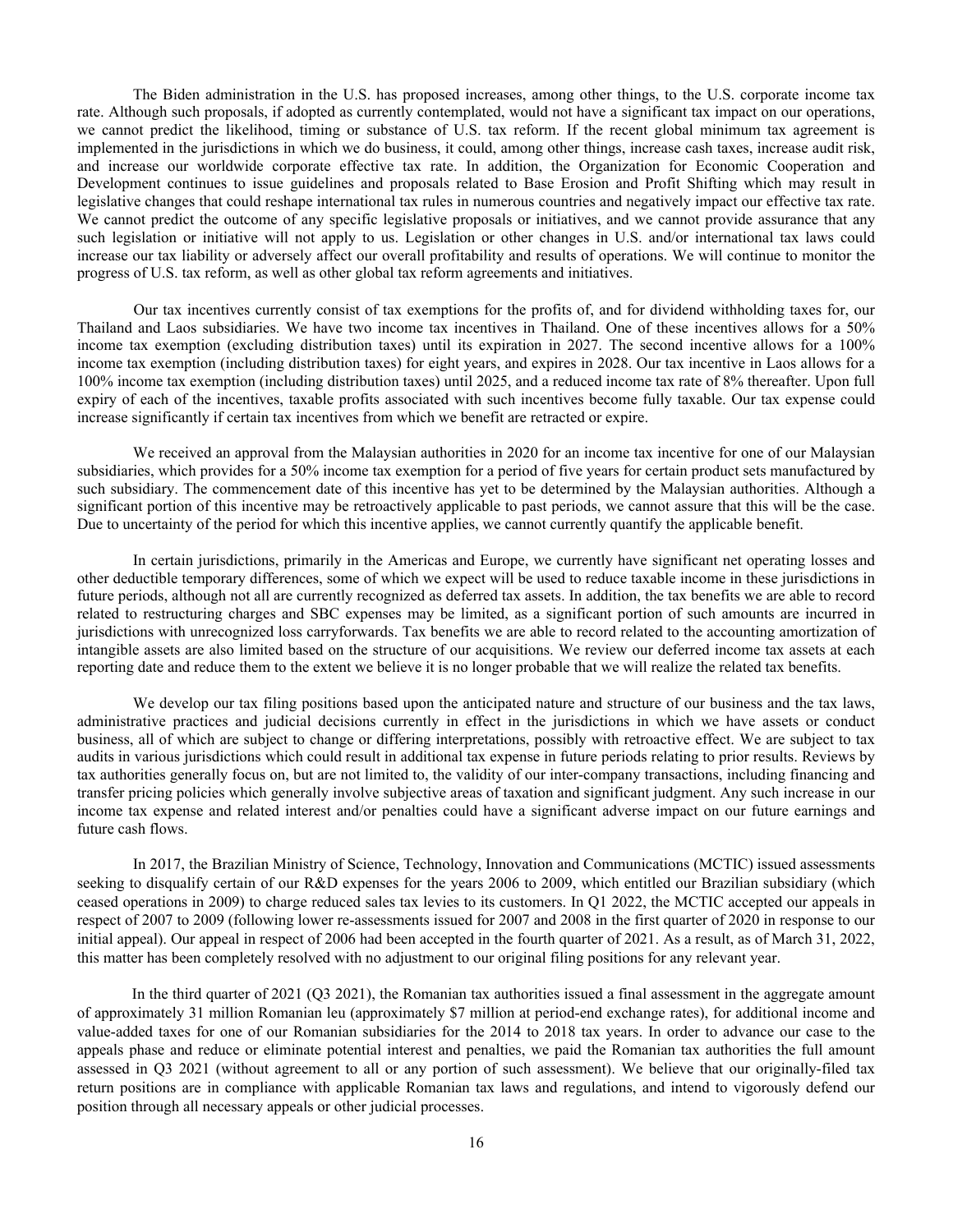The Biden administration in the U.S. has proposed increases, among other things, to the U.S. corporate income tax rate. Although such proposals, if adopted as currently contemplated, would not have a significant tax impact on our operations, we cannot predict the likelihood, timing or substance of U.S. tax reform. If the recent global minimum tax agreement is implemented in the jurisdictions in which we do business, it could, among other things, increase cash taxes, increase audit risk, and increase our worldwide corporate effective tax rate. In addition, the Organization for Economic Cooperation and Development continues to issue guidelines and proposals related to Base Erosion and Profit Shifting which may result in legislative changes that could reshape international tax rules in numerous countries and negatively impact our effective tax rate. We cannot predict the outcome of any specific legislative proposals or initiatives, and we cannot provide assurance that any such legislation or initiative will not apply to us. Legislation or other changes in U.S. and/or international tax laws could increase our tax liability or adversely affect our overall profitability and results of operations. We will continue to monitor the progress of U.S. tax reform, as well as other global tax reform agreements and initiatives.

Our tax incentives currently consist of tax exemptions for the profits of, and for dividend withholding taxes for, our Thailand and Laos subsidiaries. We have two income tax incentives in Thailand. One of these incentives allows for a 50% income tax exemption (excluding distribution taxes) until its expiration in 2027. The second incentive allows for a 100% income tax exemption (including distribution taxes) for eight years, and expires in 2028. Our tax incentive in Laos allows for a 100% income tax exemption (including distribution taxes) until 2025, and a reduced income tax rate of 8% thereafter. Upon full expiry of each of the incentives, taxable profits associated with such incentives become fully taxable. Our tax expense could increase significantly if certain tax incentives from which we benefit are retracted or expire.

We received an approval from the Malaysian authorities in 2020 for an income tax incentive for one of our Malaysian subsidiaries, which provides for a 50% income tax exemption for a period of five years for certain product sets manufactured by such subsidiary. The commencement date of this incentive has yet to be determined by the Malaysian authorities. Although a significant portion of this incentive may be retroactively applicable to past periods, we cannot assure that this will be the case. Due to uncertainty of the period for which this incentive applies, we cannot currently quantify the applicable benefit.

In certain jurisdictions, primarily in the Americas and Europe, we currently have significant net operating losses and other deductible temporary differences, some of which we expect will be used to reduce taxable income in these jurisdictions in future periods, although not all are currently recognized as deferred tax assets. In addition, the tax benefits we are able to record related to restructuring charges and SBC expenses may be limited, as a significant portion of such amounts are incurred in jurisdictions with unrecognized loss carryforwards. Tax benefits we are able to record related to the accounting amortization of intangible assets are also limited based on the structure of our acquisitions. We review our deferred income tax assets at each reporting date and reduce them to the extent we believe it is no longer probable that we will realize the related tax benefits.

We develop our tax filing positions based upon the anticipated nature and structure of our business and the tax laws, administrative practices and judicial decisions currently in effect in the jurisdictions in which we have assets or conduct business, all of which are subject to change or differing interpretations, possibly with retroactive effect. We are subject to tax audits in various jurisdictions which could result in additional tax expense in future periods relating to prior results. Reviews by tax authorities generally focus on, but are not limited to, the validity of our inter-company transactions, including financing and transfer pricing policies which generally involve subjective areas of taxation and significant judgment. Any such increase in our income tax expense and related interest and/or penalties could have a significant adverse impact on our future earnings and future cash flows.

In 2017, the Brazilian Ministry of Science, Technology, Innovation and Communications (MCTIC) issued assessments seeking to disqualify certain of our R&D expenses for the years 2006 to 2009, which entitled our Brazilian subsidiary (which ceased operations in 2009) to charge reduced sales tax levies to its customers. In Q1 2022, the MCTIC accepted our appeals in respect of 2007 to 2009 (following lower re-assessments issued for 2007 and 2008 in the first quarter of 2020 in response to our initial appeal). Our appeal in respect of 2006 had been accepted in the fourth quarter of 2021. As a result, as of March 31, 2022, this matter has been completely resolved with no adjustment to our original filing positions for any relevant year.

In the third quarter of 2021 (Q3 2021), the Romanian tax authorities issued a final assessment in the aggregate amount of approximately 31 million Romanian leu (approximately $7 million at period-end exchange rates), for additional income and value-added taxes for one of our Romanian subsidiaries for the 2014 to 2018 tax years. In order to advance our case to the appeals phase and reduce or eliminate potential interest and penalties, we paid the Romanian tax authorities the full amount assessed in Q3 2021 (without agreement to all or any portion of such assessment). We believe that our originally-filed tax return positions are in compliance with applicable Romanian tax laws and regulations, and intend to vigorously defend our position through all necessary appeals or other judicial processes.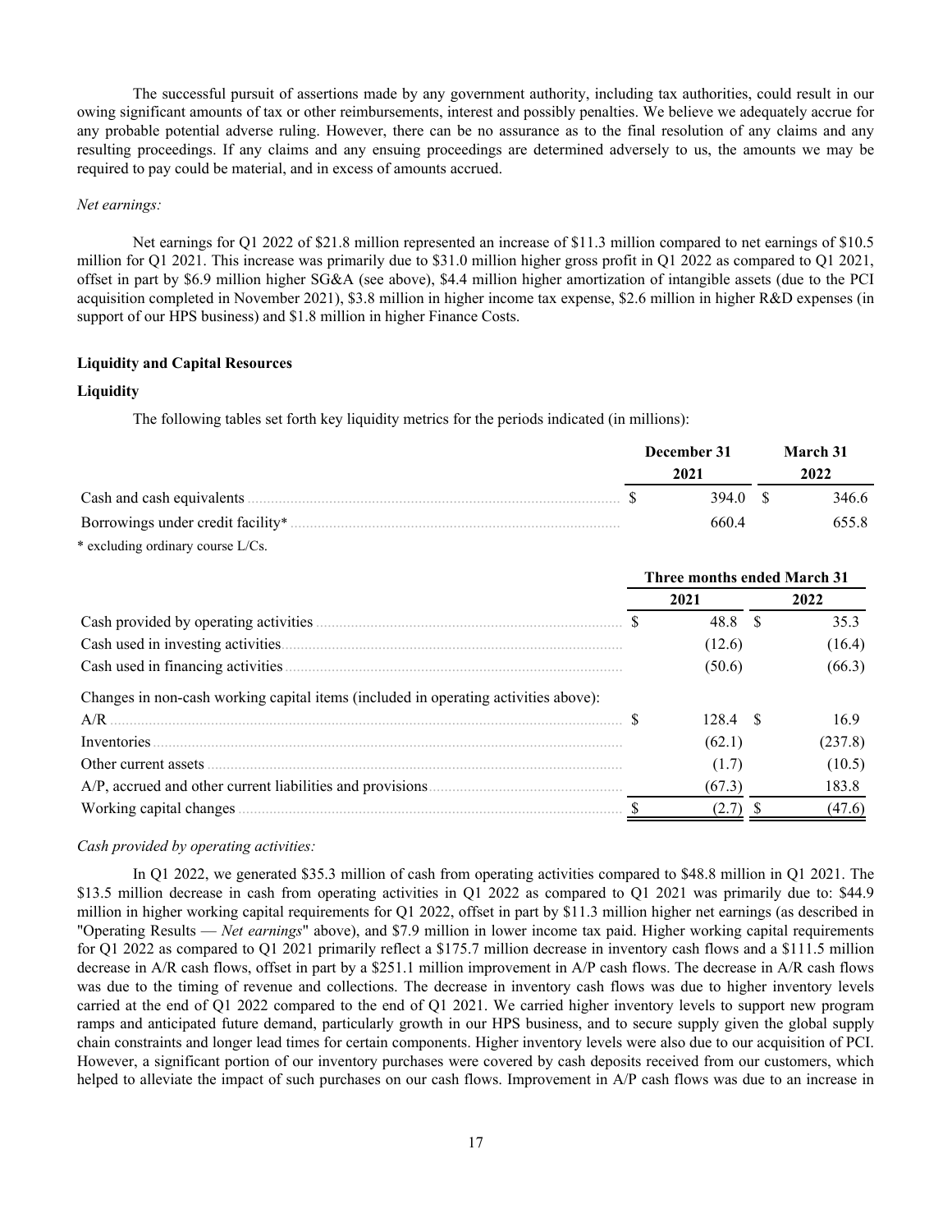The successful pursuit of assertions made by any government authority, including tax authorities, could result in our owing significant amounts of tax or other reimbursements, interest and possibly penalties. We believe we adequately accrue for any probable potential adverse ruling. However, there can be no assurance as to the final resolution of any claims and any resulting proceedings. If any claims and any ensuing proceedings are determined adversely to us, the amounts we may be required to pay could be material, and in excess of amounts accrued.

*Net earnings:*

Net earnings for Q1 2022 of $21.8 million represented an increase of $11.3 million compared to net earnings of $10.5 million for Q1 2021. This increase was primarily due to $31.0 million higher gross profit in Q1 2022 as compared to Q1 2021, offset in part by $6.9 million higher SG&A (see above), $4.4 million higher amortization of intangible assets (due to the PCI acquisition completed in November 2021), $3.8 million in higher income tax expense, $2.6 million in higher R&D expenses (in support of our HPS business) and $1.8 million in higher Finance Costs.

**Liquidity and Capital Resources**

**Liquidity**

The following tables set forth key liquidity metrics for the periods indicated (in millions):

| | December 31 2021 | March 31 2022 |
|---|---|---|
| Cash and cash equivalents | $ 394.0 | $ 346.6 |
| Borrowings under credit facility* | 660.4 | 655.8 |

\* excluding ordinary course L/Cs.

| | Three months ended March 31 | |
|---|---|---|
| | 2021 | 2022 |
| Cash provided by operating activities | $ 48.8 | $ 35.3 |
| Cash used in investing activities | (12.6) | (16.4) |
| Cash used in financing activities | (50.6) | (66.3) |
| Changes in non-cash working capital items (included in operating activities above): | | |
| A/R | $ 128.4 | $ 16.9 |
| Inventories | (62.1) | (237.8) |
| Other current assets | (1.7) | (10.5) |
| A/P, accrued and other current liabilities and provisions | (67.3) | 183.8 |
| Working capital changes | $ (2.7) | $ (47.6) |

*Cash provided by operating activities:*

In Q1 2022, we generated $35.3 million of cash from operating activities compared to $48.8 million in Q1 2021. The $13.5 million decrease in cash from operating activities in Q1 2022 as compared to Q1 2021 was primarily due to: $44.9 million in higher working capital requirements for Q1 2022, offset in part by $11.3 million higher net earnings (as described in "Operating Results — *Net earnings*" above), and $7.9 million in lower income tax paid. Higher working capital requirements for Q1 2022 as compared to Q1 2021 primarily reflect a $175.7 million decrease in inventory cash flows and a $111.5 million decrease in A/R cash flows, offset in part by a $251.1 million improvement in A/P cash flows. The decrease in A/R cash flows was due to the timing of revenue and collections. The decrease in inventory cash flows was due to higher inventory levels carried at the end of Q1 2022 compared to the end of Q1 2021. We carried higher inventory levels to support new program ramps and anticipated future demand, particularly growth in our HPS business, and to secure supply given the global supply chain constraints and longer lead times for certain components. Higher inventory levels were also due to our acquisition of PCI. However, a significant portion of our inventory purchases were covered by cash deposits received from our customers, which helped to alleviate the impact of such purchases on our cash flows. Improvement in A/P cash flows was due to an increase in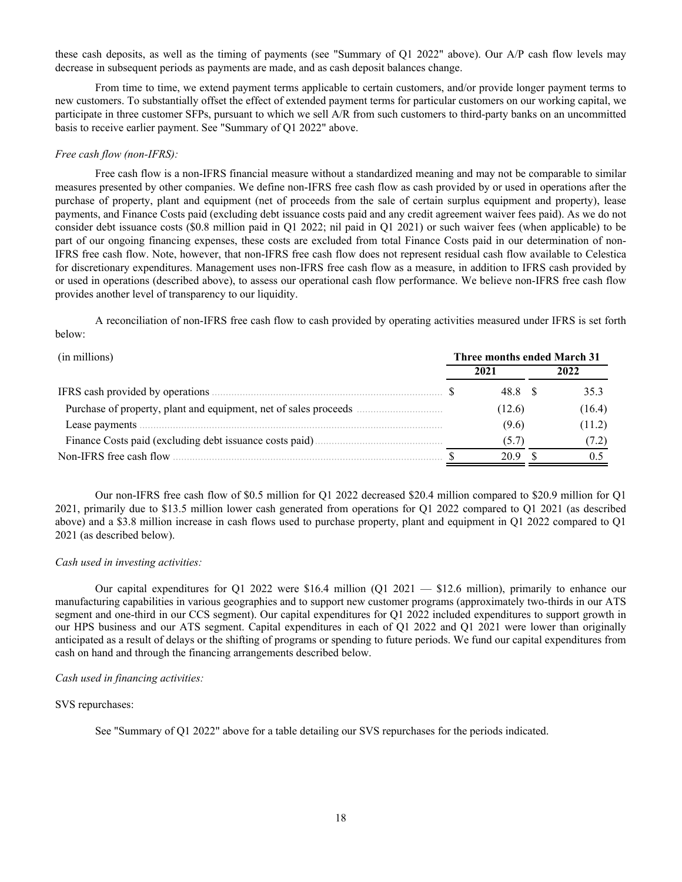these cash deposits, as well as the timing of payments (see "Summary of Q1 2022" above). Our A/P cash flow levels may decrease in subsequent periods as payments are made, and as cash deposit balances change.

From time to time, we extend payment terms applicable to certain customers, and/or provide longer payment terms to new customers. To substantially offset the effect of extended payment terms for particular customers on our working capital, we participate in three customer SFPs, pursuant to which we sell A/R from such customers to third-party banks on an uncommitted basis to receive earlier payment. See "Summary of Q1 2022" above.

*Free cash flow (non-IFRS):*

Free cash flow is a non-IFRS financial measure without a standardized meaning and may not be comparable to similar measures presented by other companies. We define non-IFRS free cash flow as cash provided by or used in operations after the purchase of property, plant and equipment (net of proceeds from the sale of certain surplus equipment and property), lease payments, and Finance Costs paid (excluding debt issuance costs paid and any credit agreement waiver fees paid). As we do not consider debt issuance costs ($0.8 million paid in Q1 2022; nil paid in Q1 2021) or such waiver fees (when applicable) to be part of our ongoing financing expenses, these costs are excluded from total Finance Costs paid in our determination of non-IFRS free cash flow. Note, however, that non-IFRS free cash flow does not represent residual cash flow available to Celestica for discretionary expenditures. Management uses non-IFRS free cash flow as a measure, in addition to IFRS cash provided by or used in operations (described above), to assess our operational cash flow performance. We believe non-IFRS free cash flow provides another level of transparency to our liquidity.

A reconciliation of non-IFRS free cash flow to cash provided by operating activities measured under IFRS is set forth below:

| (in millions) | Three months ended March 31 | |
|---|---|---|
| | 2021 | 2022 |
| IFRS cash provided by operations | $ 48.8 | $ 35.3 |
| Purchase of property, plant and equipment, net of sales proceeds | (12.6) | (16.4) |
| Lease payments | (9.6) | (11.2) |
| Finance Costs paid (excluding debt issuance costs paid) | (5.7) | (7.2) |
| Non-IFRS free cash flow | $ 20.9 | $ 0.5 |

Our non-IFRS free cash flow of $0.5 million for Q1 2022 decreased $20.4 million compared to $20.9 million for Q1 2021, primarily due to $13.5 million lower cash generated from operations for Q1 2022 compared to Q1 2021 (as described above) and a $3.8 million increase in cash flows used to purchase property, plant and equipment in Q1 2022 compared to Q1 2021 (as described below).

*Cash used in investing activities:*

Our capital expenditures for Q1 2022 were $16.4 million (Q1 2021 — $12.6 million), primarily to enhance our manufacturing capabilities in various geographies and to support new customer programs (approximately two-thirds in our ATS segment and one-third in our CCS segment). Our capital expenditures for Q1 2022 included expenditures to support growth in our HPS business and our ATS segment. Capital expenditures in each of Q1 2022 and Q1 2021 were lower than originally anticipated as a result of delays or the shifting of programs or spending to future periods. We fund our capital expenditures from cash on hand and through the financing arrangements described below.

*Cash used in financing activities:*

SVS repurchases:

See "Summary of Q1 2022" above for a table detailing our SVS repurchases for the periods indicated.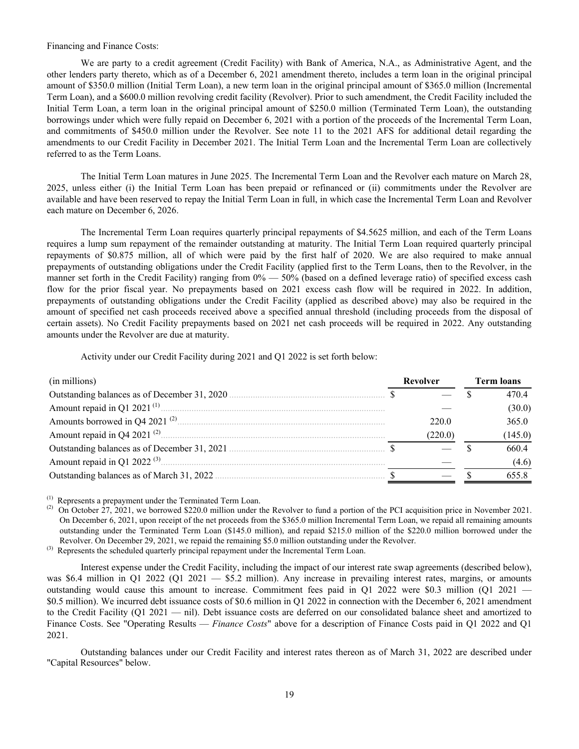Financing and Finance Costs:

We are party to a credit agreement (Credit Facility) with Bank of America, N.A., as Administrative Agent, and the other lenders party thereto, which as of a December 6, 2021 amendment thereto, includes a term loan in the original principal amount of $350.0 million (Initial Term Loan), a new term loan in the original principal amount of $365.0 million (Incremental Term Loan), and a $600.0 million revolving credit facility (Revolver). Prior to such amendment, the Credit Facility included the Initial Term Loan, a term loan in the original principal amount of $250.0 million (Terminated Term Loan), the outstanding borrowings under which were fully repaid on December 6, 2021 with a portion of the proceeds of the Incremental Term Loan, and commitments of $450.0 million under the Revolver. See note 11 to the 2021 AFS for additional detail regarding the amendments to our Credit Facility in December 2021. The Initial Term Loan and the Incremental Term Loan are collectively referred to as the Term Loans.

The Initial Term Loan matures in June 2025. The Incremental Term Loan and the Revolver each mature on March 28, 2025, unless either (i) the Initial Term Loan has been prepaid or refinanced or (ii) commitments under the Revolver are available and have been reserved to repay the Initial Term Loan in full, in which case the Incremental Term Loan and Revolver each mature on December 6, 2026.

The Incremental Term Loan requires quarterly principal repayments of $4.5625 million, and each of the Term Loans requires a lump sum repayment of the remainder outstanding at maturity. The Initial Term Loan required quarterly principal repayments of $0.875 million, all of which were paid by the first half of 2020. We are also required to make annual prepayments of outstanding obligations under the Credit Facility (applied first to the Term Loans, then to the Revolver, in the manner set forth in the Credit Facility) ranging from 0% — 50% (based on a defined leverage ratio) of specified excess cash flow for the prior fiscal year. No prepayments based on 2021 excess cash flow will be required in 2022. In addition, prepayments of outstanding obligations under the Credit Facility (applied as described above) may also be required in the amount of specified net cash proceeds received above a specified annual threshold (including proceeds from the disposal of certain assets). No Credit Facility prepayments based on 2021 net cash proceeds will be required in 2022. Any outstanding amounts under the Revolver are due at maturity.

Activity under our Credit Facility during 2021 and Q1 2022 is set forth below:

| (in millions) | Revolver | Term loans |
|---|---|---|
| Outstanding balances as of December 31, 2020 | $ — | $ 470.4 |
| Amount repaid in Q1 2021 [(1)] | — | (30.0) |
| Amounts borrowed in Q4 2021 [(2)] | 220.0 | 365.0 |
| Amount repaid in Q4 2021 [(2)] | (220.0) | (145.0) |
| Outstanding balances as of December 31, 2021 | $ — | $ 660.4 |
| Amount repaid in Q1 2022 [(3)] | — | (4.6) |
| Outstanding balances as of March 31, 2022 | $ — | $ 655.8 |

(1) Represents a prepayment under the Terminated Term Loan.

(2) On October 27, 2021, we borrowed $220.0 million under the Revolver to fund a portion of the PCI acquisition price in November 2021. On December 6, 2021, upon receipt of the net proceeds from the $365.0 million Incremental Term Loan, we repaid all remaining amounts outstanding under the Terminated Term Loan ($145.0 million), and repaid $215.0 million of the $220.0 million borrowed under the Revolver. On December 29, 2021, we repaid the remaining $5.0 million outstanding under the Revolver.

(3) Represents the scheduled quarterly principal repayment under the Incremental Term Loan.

Interest expense under the Credit Facility, including the impact of our interest rate swap agreements (described below), was $6.4 million in Q1 2022 (Q1 2021 — $5.2 million). Any increase in prevailing interest rates, margins, or amounts outstanding would cause this amount to increase. Commitment fees paid in Q1 2022 were $0.3 million (Q1 2021 — $0.5 million). We incurred debt issuance costs of $0.6 million in Q1 2022 in connection with the December 6, 2021 amendment to the Credit Facility (Q1 2021 — nil). Debt issuance costs are deferred on our consolidated balance sheet and amortized to Finance Costs. See "Operating Results — *Finance Costs*" above for a description of Finance Costs paid in Q1 2022 and Q1 2021.

Outstanding balances under our Credit Facility and interest rates thereon as of March 31, 2022 are described under "Capital Resources" below.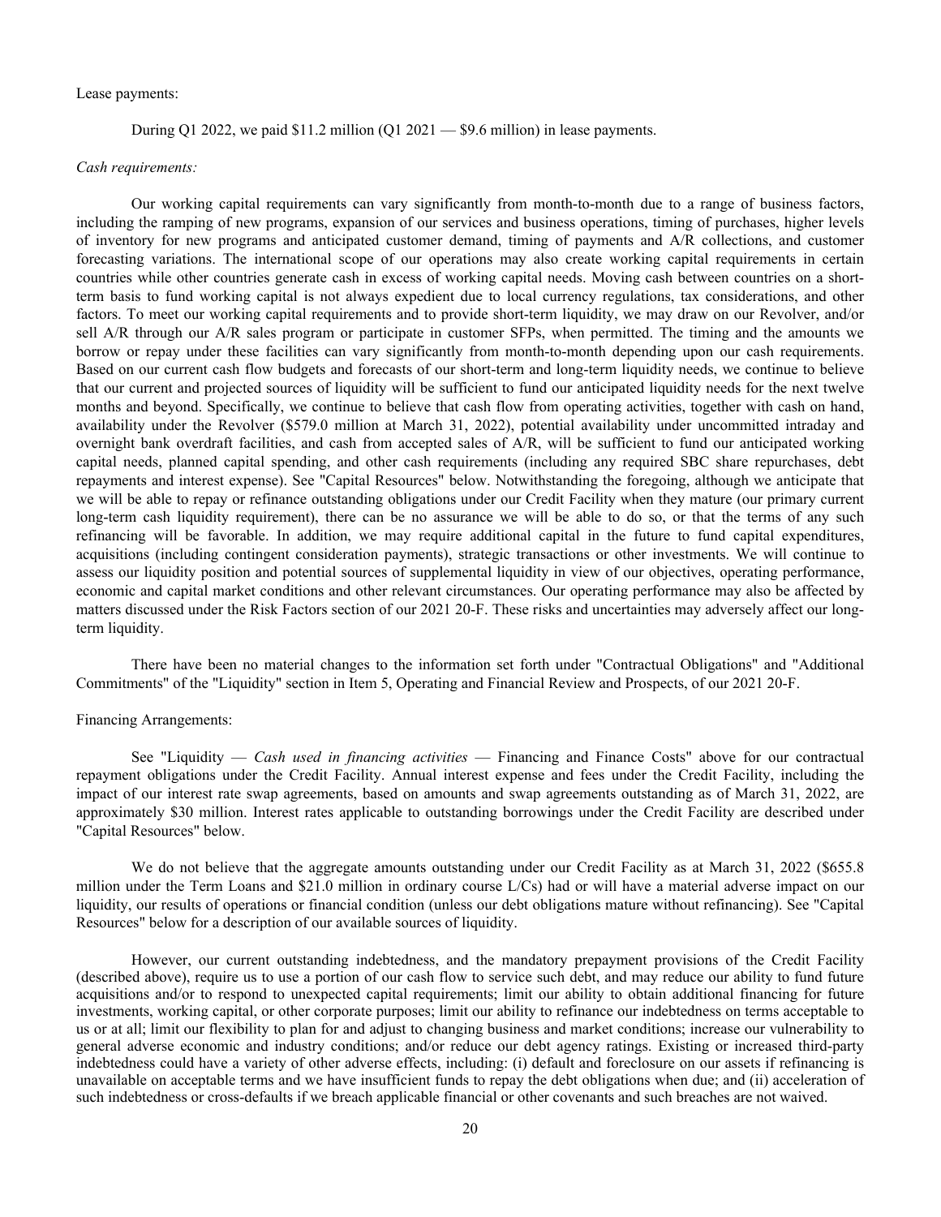Lease payments:

During Q1 2022, we paid \$11.2 million (Q1 2021 — \$9.6 million) in lease payments.

*Cash requirements:*

Our working capital requirements can vary significantly from month-to-month due to a range of business factors, including the ramping of new programs, expansion of our services and business operations, timing of purchases, higher levels of inventory for new programs and anticipated customer demand, timing of payments and A/R collections, and customer forecasting variations. The international scope of our operations may also create working capital requirements in certain countries while other countries generate cash in excess of working capital needs. Moving cash between countries on a short-term basis to fund working capital is not always expedient due to local currency regulations, tax considerations, and other factors. To meet our working capital requirements and to provide short-term liquidity, we may draw on our Revolver, and/or sell A/R through our A/R sales program or participate in customer SFPs, when permitted. The timing and the amounts we borrow or repay under these facilities can vary significantly from month-to-month depending upon our cash requirements. Based on our current cash flow budgets and forecasts of our short-term and long-term liquidity needs, we continue to believe that our current and projected sources of liquidity will be sufficient to fund our anticipated liquidity needs for the next twelve months and beyond. Specifically, we continue to believe that cash flow from operating activities, together with cash on hand, availability under the Revolver (\$579.0 million at March 31, 2022), potential availability under uncommitted intraday and overnight bank overdraft facilities, and cash from accepted sales of A/R, will be sufficient to fund our anticipated working capital needs, planned capital spending, and other cash requirements (including any required SBC share repurchases, debt repayments and interest expense). See "Capital Resources" below. Notwithstanding the foregoing, although we anticipate that we will be able to repay or refinance outstanding obligations under our Credit Facility when they mature (our primary current long-term cash liquidity requirement), there can be no assurance we will be able to do so, or that the terms of any such refinancing will be favorable. In addition, we may require additional capital in the future to fund capital expenditures, acquisitions (including contingent consideration payments), strategic transactions or other investments. We will continue to assess our liquidity position and potential sources of supplemental liquidity in view of our objectives, operating performance, economic and capital market conditions and other relevant circumstances. Our operating performance may also be affected by matters discussed under the Risk Factors section of our 2021 20-F. These risks and uncertainties may adversely affect our long-term liquidity.

There have been no material changes to the information set forth under "Contractual Obligations" and "Additional Commitments" of the "Liquidity" section in Item 5, Operating and Financial Review and Prospects, of our 2021 20-F.

Financing Arrangements:

See "Liquidity — *Cash used in financing activities* — Financing and Finance Costs" above for our contractual repayment obligations under the Credit Facility. Annual interest expense and fees under the Credit Facility, including the impact of our interest rate swap agreements, based on amounts and swap agreements outstanding as of March 31, 2022, are approximately \$30 million. Interest rates applicable to outstanding borrowings under the Credit Facility are described under "Capital Resources" below.

We do not believe that the aggregate amounts outstanding under our Credit Facility as at March 31, 2022 (\$655.8 million under the Term Loans and \$21.0 million in ordinary course L/Cs) had or will have a material adverse impact on our liquidity, our results of operations or financial condition (unless our debt obligations mature without refinancing). See "Capital Resources" below for a description of our available sources of liquidity.

However, our current outstanding indebtedness, and the mandatory prepayment provisions of the Credit Facility (described above), require us to use a portion of our cash flow to service such debt, and may reduce our ability to fund future acquisitions and/or to respond to unexpected capital requirements; limit our ability to obtain additional financing for future investments, working capital, or other corporate purposes; limit our ability to refinance our indebtedness on terms acceptable to us or at all; limit our flexibility to plan for and adjust to changing business and market conditions; increase our vulnerability to general adverse economic and industry conditions; and/or reduce our debt agency ratings. Existing or increased third-party indebtedness could have a variety of other adverse effects, including: (i) default and foreclosure on our assets if refinancing is unavailable on acceptable terms and we have insufficient funds to repay the debt obligations when due; and (ii) acceleration of such indebtedness or cross-defaults if we breach applicable financial or other covenants and such breaches are not waived.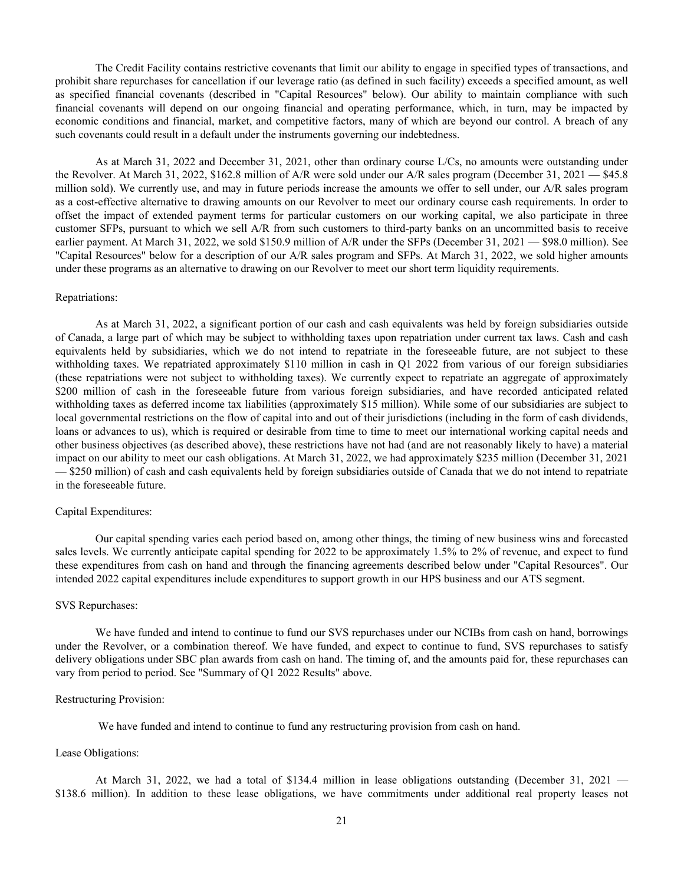The Credit Facility contains restrictive covenants that limit our ability to engage in specified types of transactions, and prohibit share repurchases for cancellation if our leverage ratio (as defined in such facility) exceeds a specified amount, as well as specified financial covenants (described in "Capital Resources" below). Our ability to maintain compliance with such financial covenants will depend on our ongoing financial and operating performance, which, in turn, may be impacted by economic conditions and financial, market, and competitive factors, many of which are beyond our control. A breach of any such covenants could result in a default under the instruments governing our indebtedness.

As at March 31, 2022 and December 31, 2021, other than ordinary course L/Cs, no amounts were outstanding under the Revolver. At March 31, 2022, $162.8 million of A/R were sold under our A/R sales program (December 31, 2021 — $45.8 million sold). We currently use, and may in future periods increase the amounts we offer to sell under, our A/R sales program as a cost-effective alternative to drawing amounts on our Revolver to meet our ordinary course cash requirements. In order to offset the impact of extended payment terms for particular customers on our working capital, we also participate in three customer SFPs, pursuant to which we sell A/R from such customers to third-party banks on an uncommitted basis to receive earlier payment. At March 31, 2022, we sold $150.9 million of A/R under the SFPs (December 31, 2021 — $98.0 million). See "Capital Resources" below for a description of our A/R sales program and SFPs. At March 31, 2022, we sold higher amounts under these programs as an alternative to drawing on our Revolver to meet our short term liquidity requirements.

Repatriations:

As at March 31, 2022, a significant portion of our cash and cash equivalents was held by foreign subsidiaries outside of Canada, a large part of which may be subject to withholding taxes upon repatriation under current tax laws. Cash and cash equivalents held by subsidiaries, which we do not intend to repatriate in the foreseeable future, are not subject to these withholding taxes. We repatriated approximately $110 million in cash in Q1 2022 from various of our foreign subsidiaries (these repatriations were not subject to withholding taxes). We currently expect to repatriate an aggregate of approximately $200 million of cash in the foreseeable future from various foreign subsidiaries, and have recorded anticipated related withholding taxes as deferred income tax liabilities (approximately $15 million). While some of our subsidiaries are subject to local governmental restrictions on the flow of capital into and out of their jurisdictions (including in the form of cash dividends, loans or advances to us), which is required or desirable from time to time to meet our international working capital needs and other business objectives (as described above), these restrictions have not had (and are not reasonably likely to have) a material impact on our ability to meet our cash obligations. At March 31, 2022, we had approximately $235 million (December 31, 2021 — $250 million) of cash and cash equivalents held by foreign subsidiaries outside of Canada that we do not intend to repatriate in the foreseeable future.

Capital Expenditures:

Our capital spending varies each period based on, among other things, the timing of new business wins and forecasted sales levels. We currently anticipate capital spending for 2022 to be approximately 1.5% to 2% of revenue, and expect to fund these expenditures from cash on hand and through the financing agreements described below under "Capital Resources". Our intended 2022 capital expenditures include expenditures to support growth in our HPS business and our ATS segment.

SVS Repurchases:

We have funded and intend to continue to fund our SVS repurchases under our NCIBs from cash on hand, borrowings under the Revolver, or a combination thereof. We have funded, and expect to continue to fund, SVS repurchases to satisfy delivery obligations under SBC plan awards from cash on hand. The timing of, and the amounts paid for, these repurchases can vary from period to period. See "Summary of Q1 2022 Results" above.

Restructuring Provision:

We have funded and intend to continue to fund any restructuring provision from cash on hand.

Lease Obligations:

At March 31, 2022, we had a total of $134.4 million in lease obligations outstanding (December 31, 2021 — $138.6 million). In addition to these lease obligations, we have commitments under additional real property leases not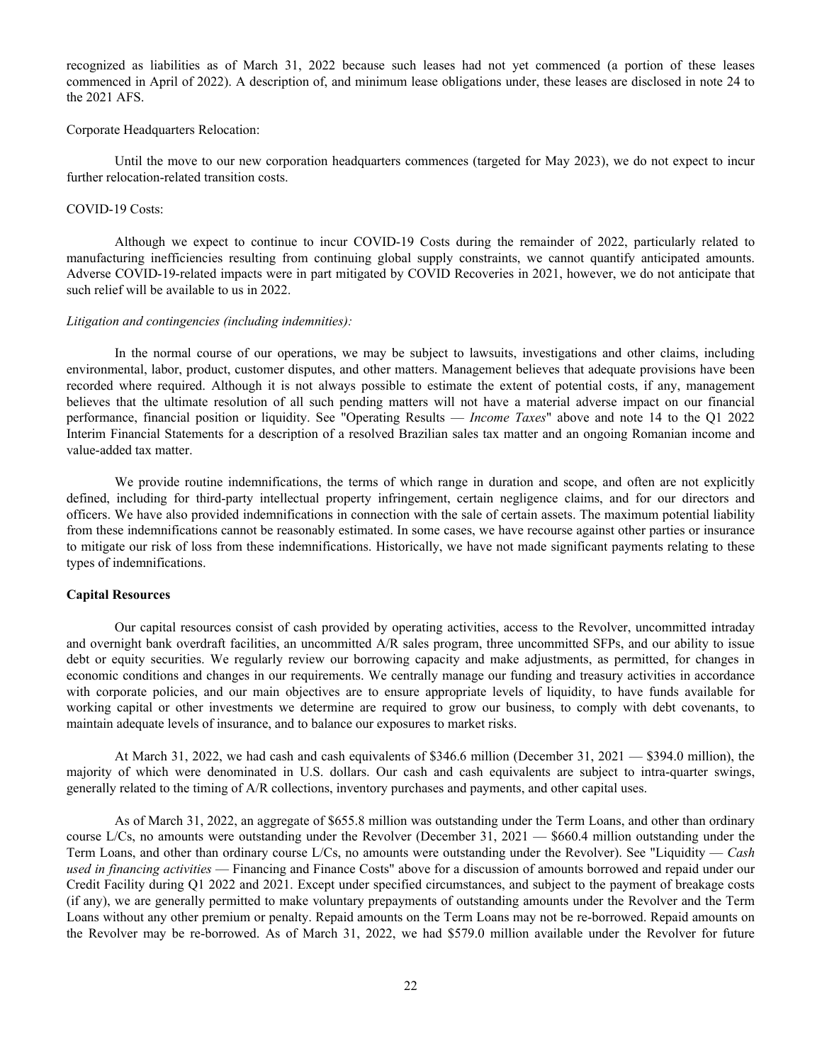recognized as liabilities as of March 31, 2022 because such leases had not yet commenced (a portion of these leases commenced in April of 2022). A description of, and minimum lease obligations under, these leases are disclosed in note 24 to the 2021 AFS.

Corporate Headquarters Relocation:

Until the move to our new corporation headquarters commences (targeted for May 2023), we do not expect to incur further relocation-related transition costs.

COVID-19 Costs:

Although we expect to continue to incur COVID-19 Costs during the remainder of 2022, particularly related to manufacturing inefficiencies resulting from continuing global supply constraints, we cannot quantify anticipated amounts. Adverse COVID-19-related impacts were in part mitigated by COVID Recoveries in 2021, however, we do not anticipate that such relief will be available to us in 2022.

*Litigation and contingencies (including indemnities):*

In the normal course of our operations, we may be subject to lawsuits, investigations and other claims, including environmental, labor, product, customer disputes, and other matters. Management believes that adequate provisions have been recorded where required. Although it is not always possible to estimate the extent of potential costs, if any, management believes that the ultimate resolution of all such pending matters will not have a material adverse impact on our financial performance, financial position or liquidity. See "Operating Results — *Income Taxes*" above and note 14 to the Q1 2022 Interim Financial Statements for a description of a resolved Brazilian sales tax matter and an ongoing Romanian income and value-added tax matter.

We provide routine indemnifications, the terms of which range in duration and scope, and often are not explicitly defined, including for third-party intellectual property infringement, certain negligence claims, and for our directors and officers. We have also provided indemnifications in connection with the sale of certain assets. The maximum potential liability from these indemnifications cannot be reasonably estimated. In some cases, we have recourse against other parties or insurance to mitigate our risk of loss from these indemnifications. Historically, we have not made significant payments relating to these types of indemnifications.

**Capital Resources**

Our capital resources consist of cash provided by operating activities, access to the Revolver, uncommitted intraday and overnight bank overdraft facilities, an uncommitted A/R sales program, three uncommitted SFPs, and our ability to issue debt or equity securities. We regularly review our borrowing capacity and make adjustments, as permitted, for changes in economic conditions and changes in our requirements. We centrally manage our funding and treasury activities in accordance with corporate policies, and our main objectives are to ensure appropriate levels of liquidity, to have funds available for working capital or other investments we determine are required to grow our business, to comply with debt covenants, to maintain adequate levels of insurance, and to balance our exposures to market risks.

At March 31, 2022, we had cash and cash equivalents of $346.6 million (December 31, 2021 — $394.0 million), the majority of which were denominated in U.S. dollars. Our cash and cash equivalents are subject to intra-quarter swings, generally related to the timing of A/R collections, inventory purchases and payments, and other capital uses.

As of March 31, 2022, an aggregate of $655.8 million was outstanding under the Term Loans, and other than ordinary course L/Cs, no amounts were outstanding under the Revolver (December 31, 2021 — $660.4 million outstanding under the Term Loans, and other than ordinary course L/Cs, no amounts were outstanding under the Revolver). See "Liquidity — *Cash used in financing activities* — Financing and Finance Costs" above for a discussion of amounts borrowed and repaid under our Credit Facility during Q1 2022 and 2021. Except under specified circumstances, and subject to the payment of breakage costs (if any), we are generally permitted to make voluntary prepayments of outstanding amounts under the Revolver and the Term Loans without any other premium or penalty. Repaid amounts on the Term Loans may not be re-borrowed. Repaid amounts on the Revolver may be re-borrowed. As of March 31, 2022, we had $579.0 million available under the Revolver for future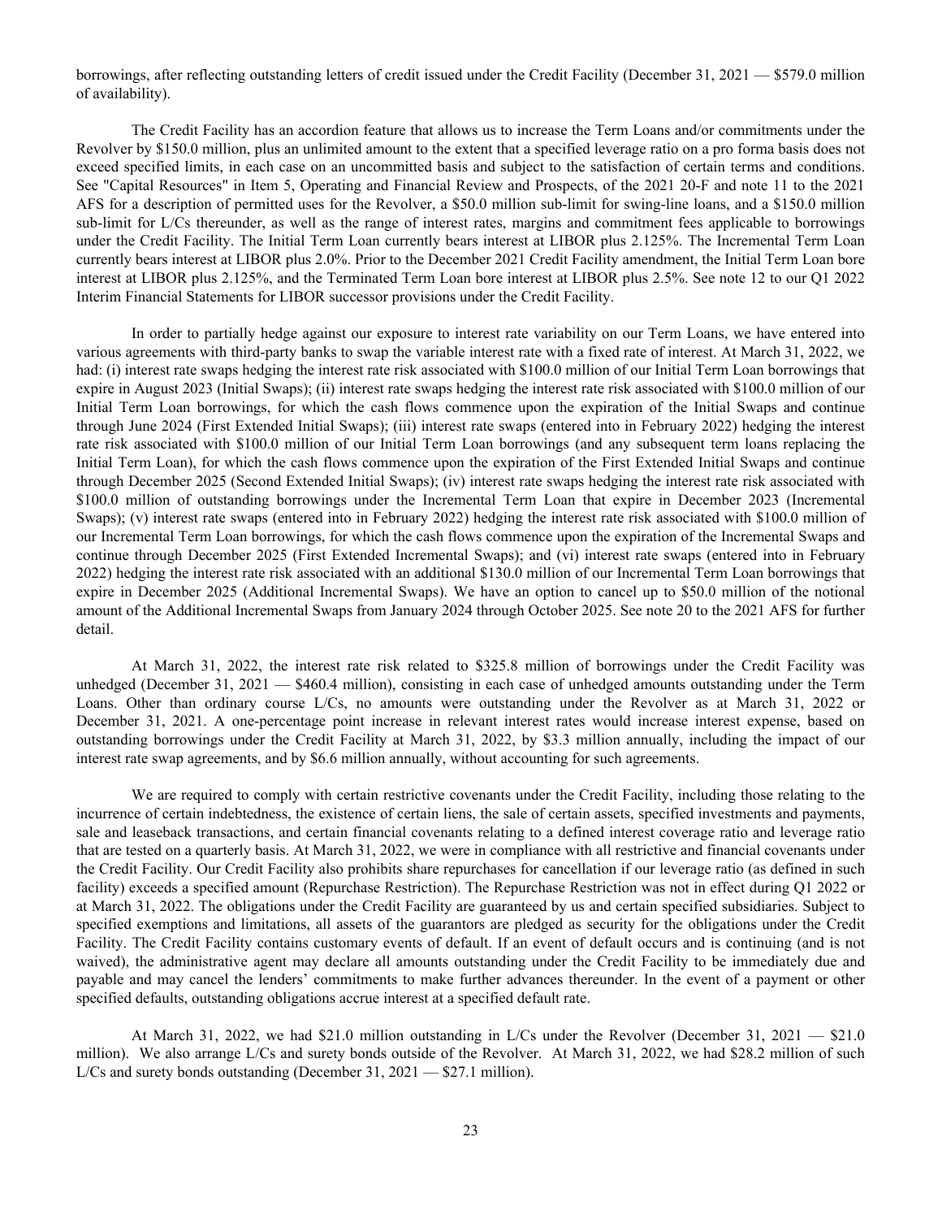borrowings, after reflecting outstanding letters of credit issued under the Credit Facility (December 31, 2021 — $579.0 million of availability).

The Credit Facility has an accordion feature that allows us to increase the Term Loans and/or commitments under the Revolver by $150.0 million, plus an unlimited amount to the extent that a specified leverage ratio on a pro forma basis does not exceed specified limits, in each case on an uncommitted basis and subject to the satisfaction of certain terms and conditions. See "Capital Resources" in Item 5, Operating and Financial Review and Prospects, of the 2021 20-F and note 11 to the 2021 AFS for a description of permitted uses for the Revolver, a $50.0 million sub-limit for swing-line loans, and a $150.0 million sub-limit for L/Cs thereunder, as well as the range of interest rates, margins and commitment fees applicable to borrowings under the Credit Facility. The Initial Term Loan currently bears interest at LIBOR plus 2.125%. The Incremental Term Loan currently bears interest at LIBOR plus 2.0%. Prior to the December 2021 Credit Facility amendment, the Initial Term Loan bore interest at LIBOR plus 2.125%, and the Terminated Term Loan bore interest at LIBOR plus 2.5%. See note 12 to our Q1 2022 Interim Financial Statements for LIBOR successor provisions under the Credit Facility.

In order to partially hedge against our exposure to interest rate variability on our Term Loans, we have entered into various agreements with third-party banks to swap the variable interest rate with a fixed rate of interest. At March 31, 2022, we had: (i) interest rate swaps hedging the interest rate risk associated with $100.0 million of our Initial Term Loan borrowings that expire in August 2023 (Initial Swaps); (ii) interest rate swaps hedging the interest rate risk associated with $100.0 million of our Initial Term Loan borrowings, for which the cash flows commence upon the expiration of the Initial Swaps and continue through June 2024 (First Extended Initial Swaps); (iii) interest rate swaps (entered into in February 2022) hedging the interest rate risk associated with $100.0 million of our Initial Term Loan borrowings (and any subsequent term loans replacing the Initial Term Loan), for which the cash flows commence upon the expiration of the First Extended Initial Swaps and continue through December 2025 (Second Extended Initial Swaps); (iv) interest rate swaps hedging the interest rate risk associated with $100.0 million of outstanding borrowings under the Incremental Term Loan that expire in December 2023 (Incremental Swaps); (v) interest rate swaps (entered into in February 2022) hedging the interest rate risk associated with $100.0 million of our Incremental Term Loan borrowings, for which the cash flows commence upon the expiration of the Incremental Swaps and continue through December 2025 (First Extended Incremental Swaps); and (vi) interest rate swaps (entered into in February 2022) hedging the interest rate risk associated with an additional $130.0 million of our Incremental Term Loan borrowings that expire in December 2025 (Additional Incremental Swaps). We have an option to cancel up to $50.0 million of the notional amount of the Additional Incremental Swaps from January 2024 through October 2025. See note 20 to the 2021 AFS for further detail.

At March 31, 2022, the interest rate risk related to $325.8 million of borrowings under the Credit Facility was unhedged (December 31, 2021 — $460.4 million), consisting in each case of unhedged amounts outstanding under the Term Loans. Other than ordinary course L/Cs, no amounts were outstanding under the Revolver as at March 31, 2022 or December 31, 2021. A one-percentage point increase in relevant interest rates would increase interest expense, based on outstanding borrowings under the Credit Facility at March 31, 2022, by $3.3 million annually, including the impact of our interest rate swap agreements, and by $6.6 million annually, without accounting for such agreements.

We are required to comply with certain restrictive covenants under the Credit Facility, including those relating to the incurrence of certain indebtedness, the existence of certain liens, the sale of certain assets, specified investments and payments, sale and leaseback transactions, and certain financial covenants relating to a defined interest coverage ratio and leverage ratio that are tested on a quarterly basis. At March 31, 2022, we were in compliance with all restrictive and financial covenants under the Credit Facility. Our Credit Facility also prohibits share repurchases for cancellation if our leverage ratio (as defined in such facility) exceeds a specified amount (Repurchase Restriction). The Repurchase Restriction was not in effect during Q1 2022 or at March 31, 2022. The obligations under the Credit Facility are guaranteed by us and certain specified subsidiaries. Subject to specified exemptions and limitations, all assets of the guarantors are pledged as security for the obligations under the Credit Facility. The Credit Facility contains customary events of default. If an event of default occurs and is continuing (and is not waived), the administrative agent may declare all amounts outstanding under the Credit Facility to be immediately due and payable and may cancel the lenders' commitments to make further advances thereunder. In the event of a payment or other specified defaults, outstanding obligations accrue interest at a specified default rate.

At March 31, 2022, we had $21.0 million outstanding in L/Cs under the Revolver (December 31, 2021 — $21.0 million). We also arrange L/Cs and surety bonds outside of the Revolver. At March 31, 2022, we had $28.2 million of such L/Cs and surety bonds outstanding (December 31, 2021 — $27.1 million).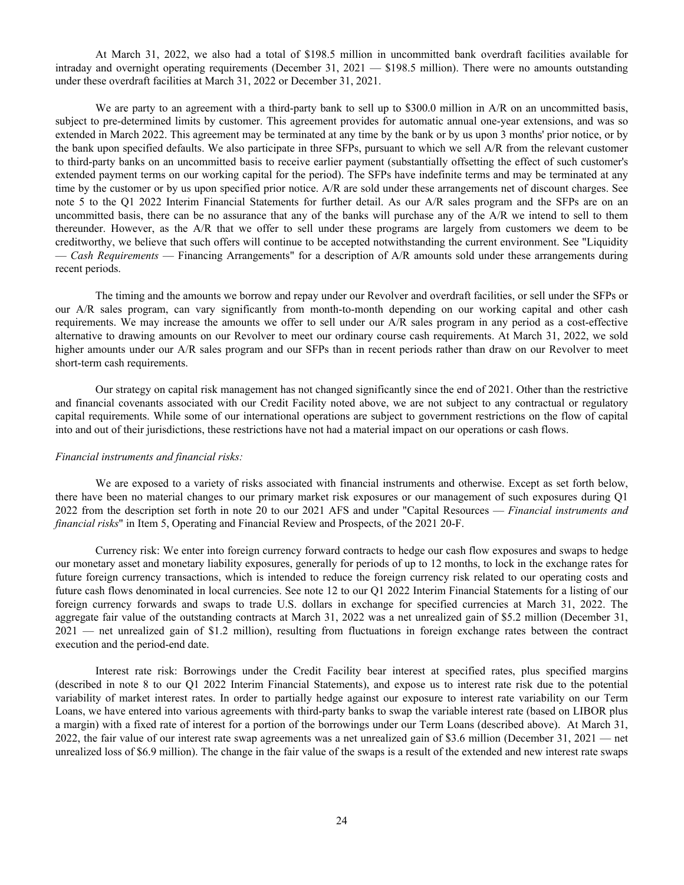At March 31, 2022, we also had a total of $198.5 million in uncommitted bank overdraft facilities available for intraday and overnight operating requirements (December 31, 2021 — $198.5 million). There were no amounts outstanding under these overdraft facilities at March 31, 2022 or December 31, 2021.

We are party to an agreement with a third-party bank to sell up to $300.0 million in A/R on an uncommitted basis, subject to pre-determined limits by customer. This agreement provides for automatic annual one-year extensions, and was so extended in March 2022. This agreement may be terminated at any time by the bank or by us upon 3 months' prior notice, or by the bank upon specified defaults. We also participate in three SFPs, pursuant to which we sell A/R from the relevant customer to third-party banks on an uncommitted basis to receive earlier payment (substantially offsetting the effect of such customer's extended payment terms on our working capital for the period). The SFPs have indefinite terms and may be terminated at any time by the customer or by us upon specified prior notice. A/R are sold under these arrangements net of discount charges. See note 5 to the Q1 2022 Interim Financial Statements for further detail. As our A/R sales program and the SFPs are on an uncommitted basis, there can be no assurance that any of the banks will purchase any of the A/R we intend to sell to them thereunder. However, as the A/R that we offer to sell under these programs are largely from customers we deem to be creditworthy, we believe that such offers will continue to be accepted notwithstanding the current environment. See "Liquidity — *Cash Requirements* — Financing Arrangements" for a description of A/R amounts sold under these arrangements during recent periods.

The timing and the amounts we borrow and repay under our Revolver and overdraft facilities, or sell under the SFPs or our A/R sales program, can vary significantly from month-to-month depending on our working capital and other cash requirements. We may increase the amounts we offer to sell under our A/R sales program in any period as a cost-effective alternative to drawing amounts on our Revolver to meet our ordinary course cash requirements. At March 31, 2022, we sold higher amounts under our A/R sales program and our SFPs than in recent periods rather than draw on our Revolver to meet short-term cash requirements.

Our strategy on capital risk management has not changed significantly since the end of 2021. Other than the restrictive and financial covenants associated with our Credit Facility noted above, we are not subject to any contractual or regulatory capital requirements. While some of our international operations are subject to government restrictions on the flow of capital into and out of their jurisdictions, these restrictions have not had a material impact on our operations or cash flows.

*Financial instruments and financial risks:*

We are exposed to a variety of risks associated with financial instruments and otherwise. Except as set forth below, there have been no material changes to our primary market risk exposures or our management of such exposures during Q1 2022 from the description set forth in note 20 to our 2021 AFS and under "Capital Resources — *Financial instruments and financial risks*" in Item 5, Operating and Financial Review and Prospects, of the 2021 20-F.

Currency risk: We enter into foreign currency forward contracts to hedge our cash flow exposures and swaps to hedge our monetary asset and monetary liability exposures, generally for periods of up to 12 months, to lock in the exchange rates for future foreign currency transactions, which is intended to reduce the foreign currency risk related to our operating costs and future cash flows denominated in local currencies. See note 12 to our Q1 2022 Interim Financial Statements for a listing of our foreign currency forwards and swaps to trade U.S. dollars in exchange for specified currencies at March 31, 2022. The aggregate fair value of the outstanding contracts at March 31, 2022 was a net unrealized gain of $5.2 million (December 31, 2021 — net unrealized gain of $1.2 million), resulting from fluctuations in foreign exchange rates between the contract execution and the period-end date.

Interest rate risk: Borrowings under the Credit Facility bear interest at specified rates, plus specified margins (described in note 8 to our Q1 2022 Interim Financial Statements), and expose us to interest rate risk due to the potential variability of market interest rates. In order to partially hedge against our exposure to interest rate variability on our Term Loans, we have entered into various agreements with third-party banks to swap the variable interest rate (based on LIBOR plus a margin) with a fixed rate of interest for a portion of the borrowings under our Term Loans (described above). At March 31, 2022, the fair value of our interest rate swap agreements was a net unrealized gain of $3.6 million (December 31, 2021 — net unrealized loss of $6.9 million). The change in the fair value of the swaps is a result of the extended and new interest rate swaps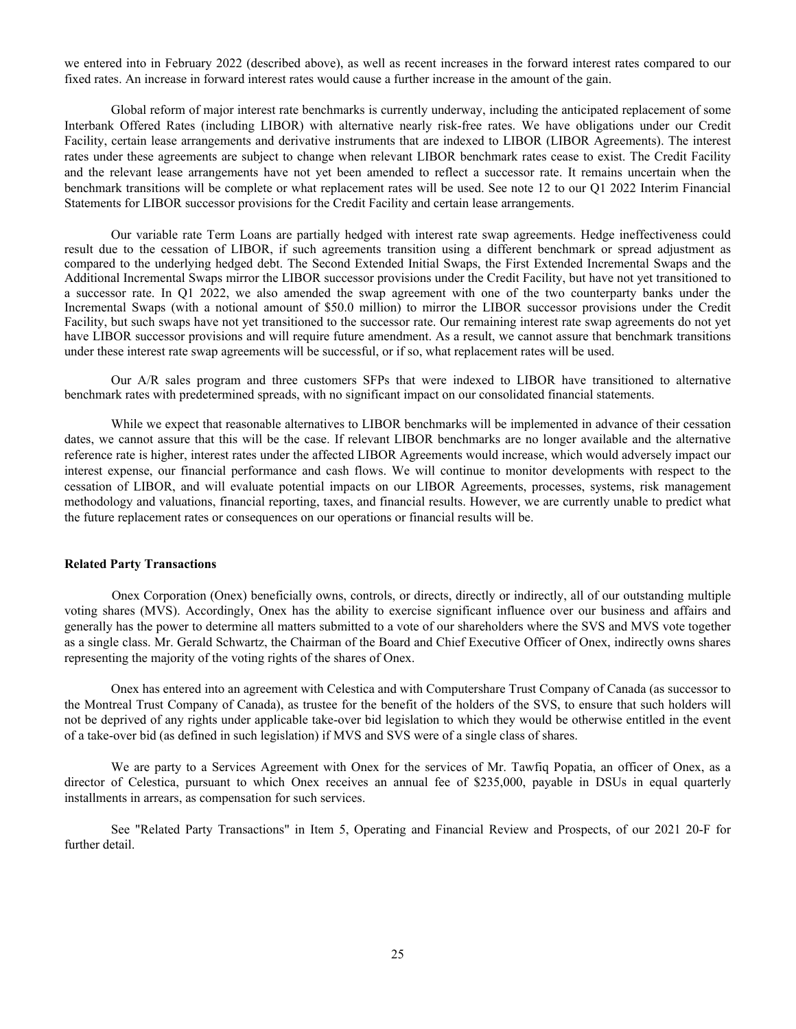we entered into in February 2022 (described above), as well as recent increases in the forward interest rates compared to our fixed rates. An increase in forward interest rates would cause a further increase in the amount of the gain.

Global reform of major interest rate benchmarks is currently underway, including the anticipated replacement of some Interbank Offered Rates (including LIBOR) with alternative nearly risk-free rates. We have obligations under our Credit Facility, certain lease arrangements and derivative instruments that are indexed to LIBOR (LIBOR Agreements). The interest rates under these agreements are subject to change when relevant LIBOR benchmark rates cease to exist. The Credit Facility and the relevant lease arrangements have not yet been amended to reflect a successor rate. It remains uncertain when the benchmark transitions will be complete or what replacement rates will be used. See note 12 to our Q1 2022 Interim Financial Statements for LIBOR successor provisions for the Credit Facility and certain lease arrangements.

Our variable rate Term Loans are partially hedged with interest rate swap agreements. Hedge ineffectiveness could result due to the cessation of LIBOR, if such agreements transition using a different benchmark or spread adjustment as compared to the underlying hedged debt. The Second Extended Initial Swaps, the First Extended Incremental Swaps and the Additional Incremental Swaps mirror the LIBOR successor provisions under the Credit Facility, but have not yet transitioned to a successor rate. In Q1 2022, we also amended the swap agreement with one of the two counterparty banks under the Incremental Swaps (with a notional amount of $50.0 million) to mirror the LIBOR successor provisions under the Credit Facility, but such swaps have not yet transitioned to the successor rate. Our remaining interest rate swap agreements do not yet have LIBOR successor provisions and will require future amendment. As a result, we cannot assure that benchmark transitions under these interest rate swap agreements will be successful, or if so, what replacement rates will be used.

Our A/R sales program and three customers SFPs that were indexed to LIBOR have transitioned to alternative benchmark rates with predetermined spreads, with no significant impact on our consolidated financial statements.

While we expect that reasonable alternatives to LIBOR benchmarks will be implemented in advance of their cessation dates, we cannot assure that this will be the case. If relevant LIBOR benchmarks are no longer available and the alternative reference rate is higher, interest rates under the affected LIBOR Agreements would increase, which would adversely impact our interest expense, our financial performance and cash flows. We will continue to monitor developments with respect to the cessation of LIBOR, and will evaluate potential impacts on our LIBOR Agreements, processes, systems, risk management methodology and valuations, financial reporting, taxes, and financial results. However, we are currently unable to predict what the future replacement rates or consequences on our operations or financial results will be.

**Related Party Transactions**

Onex Corporation (Onex) beneficially owns, controls, or directs, directly or indirectly, all of our outstanding multiple voting shares (MVS). Accordingly, Onex has the ability to exercise significant influence over our business and affairs and generally has the power to determine all matters submitted to a vote of our shareholders where the SVS and MVS vote together as a single class. Mr. Gerald Schwartz, the Chairman of the Board and Chief Executive Officer of Onex, indirectly owns shares representing the majority of the voting rights of the shares of Onex.

Onex has entered into an agreement with Celestica and with Computershare Trust Company of Canada (as successor to the Montreal Trust Company of Canada), as trustee for the benefit of the holders of the SVS, to ensure that such holders will not be deprived of any rights under applicable take-over bid legislation to which they would be otherwise entitled in the event of a take-over bid (as defined in such legislation) if MVS and SVS were of a single class of shares.

We are party to a Services Agreement with Onex for the services of Mr. Tawfiq Popatia, an officer of Onex, as a director of Celestica, pursuant to which Onex receives an annual fee of $235,000, payable in DSUs in equal quarterly installments in arrears, as compensation for such services.

See "Related Party Transactions" in Item 5, Operating and Financial Review and Prospects, of our 2021 20-F for further detail.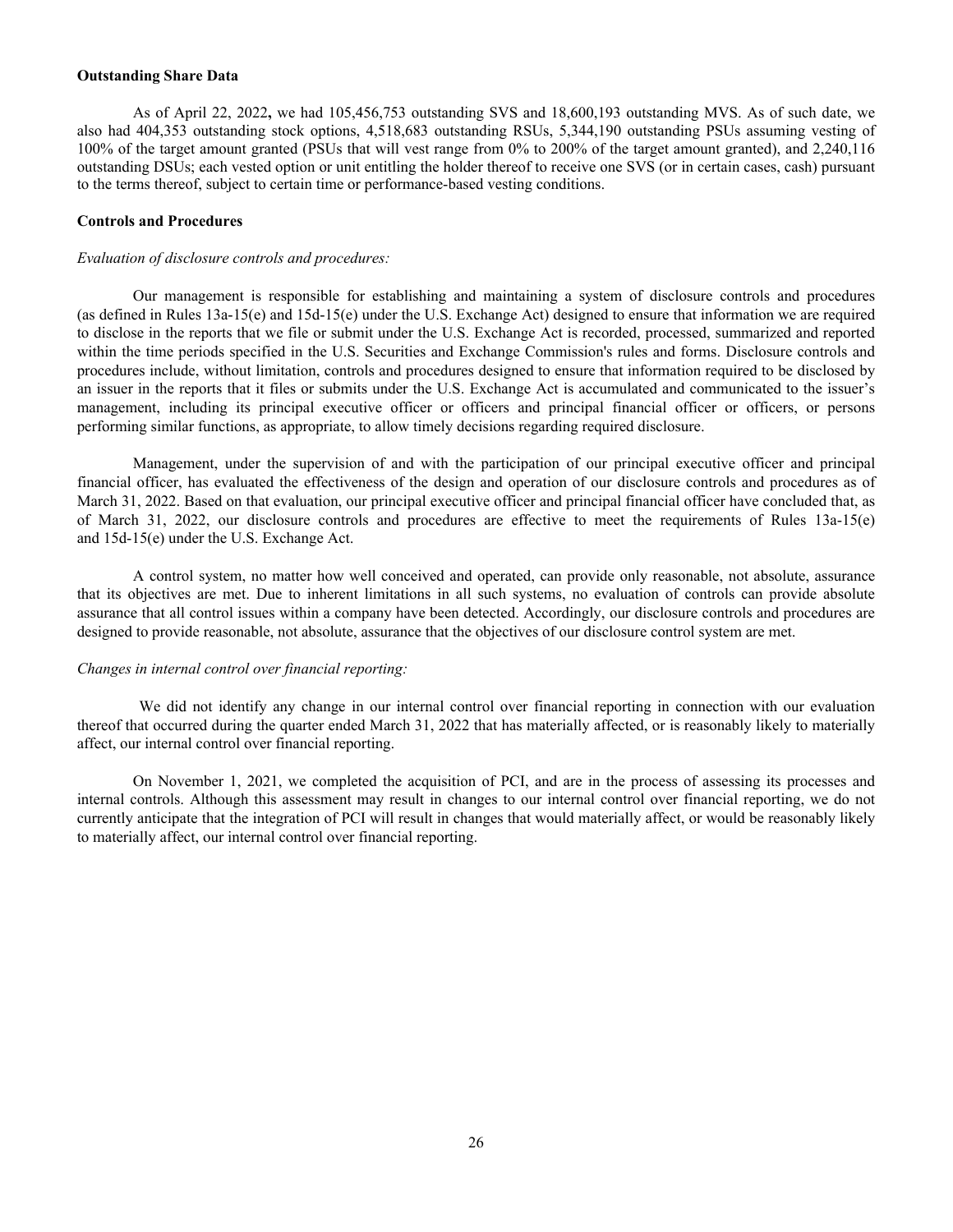**Outstanding Share Data**

As of April 22, 2022**,** we had 105,456,753 outstanding SVS and 18,600,193 outstanding MVS. As of such date, we also had 404,353 outstanding stock options, 4,518,683 outstanding RSUs, 5,344,190 outstanding PSUs assuming vesting of 100% of the target amount granted (PSUs that will vest range from 0% to 200% of the target amount granted), and 2,240,116 outstanding DSUs; each vested option or unit entitling the holder thereof to receive one SVS (or in certain cases, cash) pursuant to the terms thereof, subject to certain time or performance-based vesting conditions.

**Controls and Procedures**

*Evaluation of disclosure controls and procedures:*

Our management is responsible for establishing and maintaining a system of disclosure controls and procedures (as defined in Rules 13a-15(e) and 15d-15(e) under the U.S. Exchange Act) designed to ensure that information we are required to disclose in the reports that we file or submit under the U.S. Exchange Act is recorded, processed, summarized and reported within the time periods specified in the U.S. Securities and Exchange Commission's rules and forms. Disclosure controls and procedures include, without limitation, controls and procedures designed to ensure that information required to be disclosed by an issuer in the reports that it files or submits under the U.S. Exchange Act is accumulated and communicated to the issuer's management, including its principal executive officer or officers and principal financial officer or officers, or persons performing similar functions, as appropriate, to allow timely decisions regarding required disclosure.

Management, under the supervision of and with the participation of our principal executive officer and principal financial officer, has evaluated the effectiveness of the design and operation of our disclosure controls and procedures as of March 31, 2022. Based on that evaluation, our principal executive officer and principal financial officer have concluded that, as of March 31, 2022, our disclosure controls and procedures are effective to meet the requirements of Rules 13a-15(e) and 15d-15(e) under the U.S. Exchange Act.

A control system, no matter how well conceived and operated, can provide only reasonable, not absolute, assurance that its objectives are met. Due to inherent limitations in all such systems, no evaluation of controls can provide absolute assurance that all control issues within a company have been detected. Accordingly, our disclosure controls and procedures are designed to provide reasonable, not absolute, assurance that the objectives of our disclosure control system are met.

*Changes in internal control over financial reporting:*

We did not identify any change in our internal control over financial reporting in connection with our evaluation thereof that occurred during the quarter ended March 31, 2022 that has materially affected, or is reasonably likely to materially affect, our internal control over financial reporting.

On November 1, 2021, we completed the acquisition of PCI, and are in the process of assessing its processes and internal controls. Although this assessment may result in changes to our internal control over financial reporting, we do not currently anticipate that the integration of PCI will result in changes that would materially affect, or would be reasonably likely to materially affect, our internal control over financial reporting.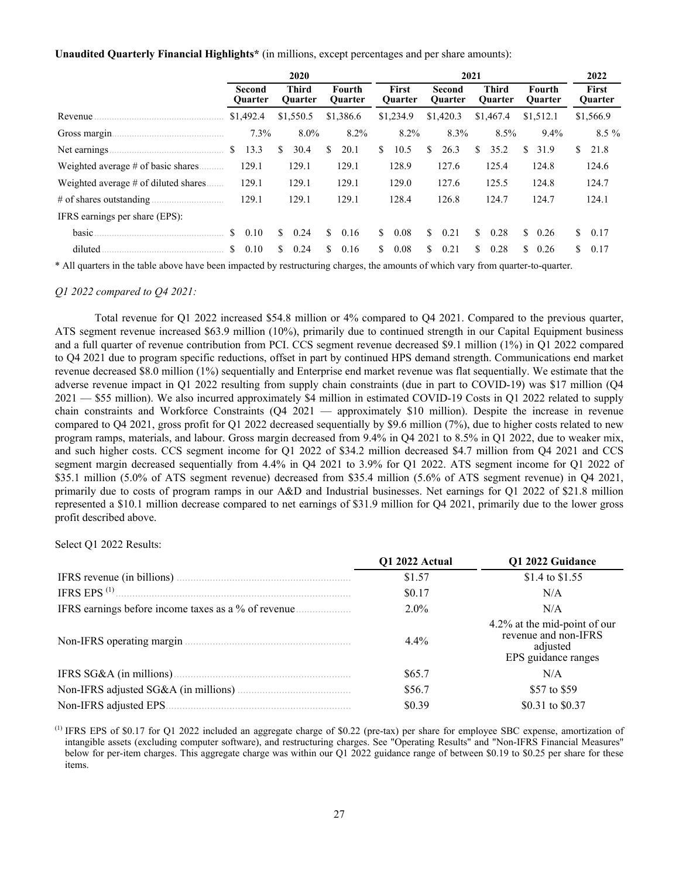**Unaudited Quarterly Financial Highlights*** (in millions, except percentages and per share amounts):

| | 2020 | | | 2021 | | | | 2022 |
|---|---|---|---|---|---|---|---|---|
| | Second Quarter | Third Quarter | Fourth Quarter | First Quarter | Second Quarter | Third Quarter | Fourth Quarter | First Quarter |
| Revenue | $1,492.4 | $1,550.5 | $1,386.6 | $1,234.9 | $1,420.3 | $1,467.4 | $1,512.1 | $1,566.9 |
| Gross margin | 7.3% | 8.0% | 8.2% | 8.2% | 8.3% | 8.5% | 9.4% | 8.5 % |
| Net earnings | $ 13.3 | $ 30.4 | $ 20.1 | $ 10.5 | $ 26.3 | $ 35.2 | $ 31.9 | $ 21.8 |
| Weighted average # of basic shares | 129.1 | 129.1 | 129.1 | 128.9 | 127.6 | 125.4 | 124.8 | 124.6 |
| Weighted average # of diluted shares | 129.1 | 129.1 | 129.1 | 129.0 | 127.6 | 125.5 | 124.8 | 124.7 |
| # of shares outstanding | 129.1 | 129.1 | 129.1 | 128.4 | 126.8 | 124.7 | 124.7 | 124.1 |
| IFRS earnings per share (EPS): | | | | | | | | |
| basic | $ 0.10 | $ 0.24 | $ 0.16 | $ 0.08 | $ 0.21 | $ 0.28 | $ 0.26 | $ 0.17 |
| diluted | $ 0.10 | $ 0.24 | $ 0.16 | $ 0.08 | $ 0.21 | $ 0.28 | $ 0.26 | $ 0.17 |

* All quarters in the table above have been impacted by restructuring charges, the amounts of which vary from quarter-to-quarter.

*Q1 2022 compared to Q4 2021:*

Total revenue for Q1 2022 increased $54.8 million or 4% compared to Q4 2021. Compared to the previous quarter, ATS segment revenue increased $63.9 million (10%), primarily due to continued strength in our Capital Equipment business and a full quarter of revenue contribution from PCI. CCS segment revenue decreased $9.1 million (1%) in Q1 2022 compared to Q4 2021 due to program specific reductions, offset in part by continued HPS demand strength. Communications end market revenue decreased $8.0 million (1%) sequentially and Enterprise end market revenue was flat sequentially. We estimate that the adverse revenue impact in Q1 2022 resulting from supply chain constraints (due in part to COVID-19) was $17 million (Q4 2021 — $55 million). We also incurred approximately $4 million in estimated COVID-19 Costs in Q1 2022 related to supply chain constraints and Workforce Constraints (Q4 2021 — approximately $10 million). Despite the increase in revenue compared to Q4 2021, gross profit for Q1 2022 decreased sequentially by $9.6 million (7%), due to higher costs related to new program ramps, materials, and labour. Gross margin decreased from 9.4% in Q4 2021 to 8.5% in Q1 2022, due to weaker mix, and such higher costs. CCS segment income for Q1 2022 of $34.2 million decreased $4.7 million from Q4 2021 and CCS segment margin decreased sequentially from 4.4% in Q4 2021 to 3.9% for Q1 2022. ATS segment income for Q1 2022 of $35.1 million (5.0% of ATS segment revenue) decreased from $35.4 million (5.6% of ATS segment revenue) in Q4 2021, primarily due to costs of program ramps in our A&D and Industrial businesses. Net earnings for Q1 2022 of $21.8 million represented a $10.1 million decrease compared to net earnings of $31.9 million for Q4 2021, primarily due to the lower gross profit described above.

Select Q1 2022 Results:

| | Q1 2022 Actual | Q1 2022 Guidance |
|---|---|---|
| IFRS revenue (in billions) | $1.57 | $1.4 to $1.55 |
| IFRS EPS [(1)] | $0.17 | N/A |
| IFRS earnings before income taxes as a % of revenue | 2.0% | N/A |
| Non-IFRS operating margin | 4.4% | 4.2% at the mid-point of our revenue and non-IFRS adjusted EPS guidance ranges |
| IFRS SG&A (in millions) | $65.7 | N/A |
| Non-IFRS adjusted SG&A (in millions) | $56.7 | $57 to $59 |
| Non-IFRS adjusted EPS | $0.39 | $0.31 to $0.37 |

(1) IFRS EPS of $0.17 for Q1 2022 included an aggregate charge of $0.22 (pre-tax) per share for employee SBC expense, amortization of intangible assets (excluding computer software), and restructuring charges. See "Operating Results" and "Non-IFRS Financial Measures" below for per-item charges. This aggregate charge was within our Q1 2022 guidance range of between $0.19 to $0.25 per share for these items.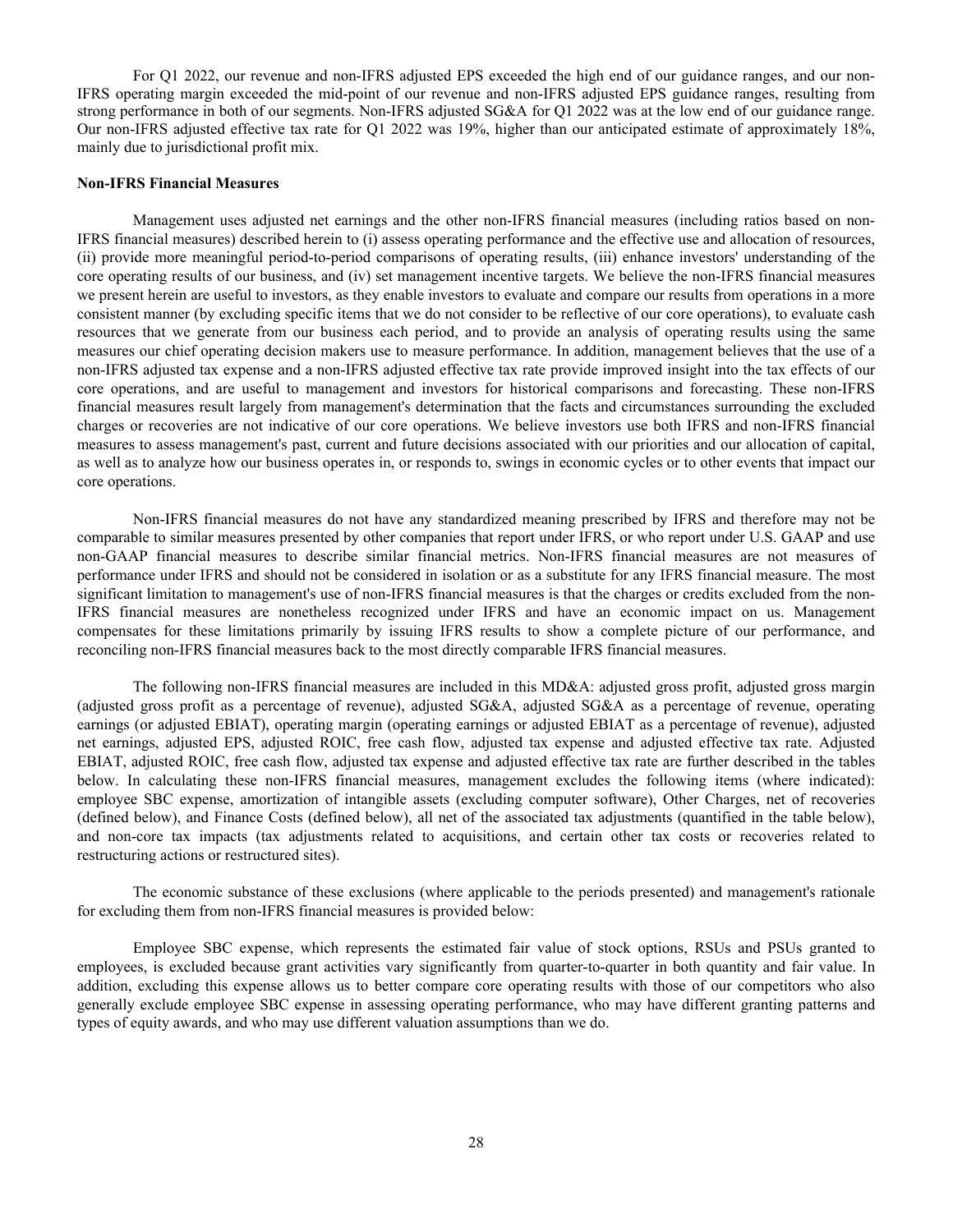For Q1 2022, our revenue and non-IFRS adjusted EPS exceeded the high end of our guidance ranges, and our non-IFRS operating margin exceeded the mid-point of our revenue and non-IFRS adjusted EPS guidance ranges, resulting from strong performance in both of our segments. Non-IFRS adjusted SG&A for Q1 2022 was at the low end of our guidance range. Our non-IFRS adjusted effective tax rate for Q1 2022 was 19%, higher than our anticipated estimate of approximately 18%, mainly due to jurisdictional profit mix.

**Non-IFRS Financial Measures**

Management uses adjusted net earnings and the other non-IFRS financial measures (including ratios based on non-IFRS financial measures) described herein to (i) assess operating performance and the effective use and allocation of resources, (ii) provide more meaningful period-to-period comparisons of operating results, (iii) enhance investors' understanding of the core operating results of our business, and (iv) set management incentive targets. We believe the non-IFRS financial measures we present herein are useful to investors, as they enable investors to evaluate and compare our results from operations in a more consistent manner (by excluding specific items that we do not consider to be reflective of our core operations), to evaluate cash resources that we generate from our business each period, and to provide an analysis of operating results using the same measures our chief operating decision makers use to measure performance. In addition, management believes that the use of a non-IFRS adjusted tax expense and a non-IFRS adjusted effective tax rate provide improved insight into the tax effects of our core operations, and are useful to management and investors for historical comparisons and forecasting. These non-IFRS financial measures result largely from management's determination that the facts and circumstances surrounding the excluded charges or recoveries are not indicative of our core operations. We believe investors use both IFRS and non-IFRS financial measures to assess management's past, current and future decisions associated with our priorities and our allocation of capital, as well as to analyze how our business operates in, or responds to, swings in economic cycles or to other events that impact our core operations.

Non-IFRS financial measures do not have any standardized meaning prescribed by IFRS and therefore may not be comparable to similar measures presented by other companies that report under IFRS, or who report under U.S. GAAP and use non-GAAP financial measures to describe similar financial metrics. Non-IFRS financial measures are not measures of performance under IFRS and should not be considered in isolation or as a substitute for any IFRS financial measure. The most significant limitation to management's use of non-IFRS financial measures is that the charges or credits excluded from the non-IFRS financial measures are nonetheless recognized under IFRS and have an economic impact on us. Management compensates for these limitations primarily by issuing IFRS results to show a complete picture of our performance, and reconciling non-IFRS financial measures back to the most directly comparable IFRS financial measures.

The following non-IFRS financial measures are included in this MD&A: adjusted gross profit, adjusted gross margin (adjusted gross profit as a percentage of revenue), adjusted SG&A, adjusted SG&A as a percentage of revenue, operating earnings (or adjusted EBIAT), operating margin (operating earnings or adjusted EBIAT as a percentage of revenue), adjusted net earnings, adjusted EPS, adjusted ROIC, free cash flow, adjusted tax expense and adjusted effective tax rate. Adjusted EBIAT, adjusted ROIC, free cash flow, adjusted tax expense and adjusted effective tax rate are further described in the tables below. In calculating these non-IFRS financial measures, management excludes the following items (where indicated): employee SBC expense, amortization of intangible assets (excluding computer software), Other Charges, net of recoveries (defined below), and Finance Costs (defined below), all net of the associated tax adjustments (quantified in the table below), and non-core tax impacts (tax adjustments related to acquisitions, and certain other tax costs or recoveries related to restructuring actions or restructured sites).

The economic substance of these exclusions (where applicable to the periods presented) and management's rationale for excluding them from non-IFRS financial measures is provided below:

Employee SBC expense, which represents the estimated fair value of stock options, RSUs and PSUs granted to employees, is excluded because grant activities vary significantly from quarter-to-quarter in both quantity and fair value. In addition, excluding this expense allows us to better compare core operating results with those of our competitors who also generally exclude employee SBC expense in assessing operating performance, who may have different granting patterns and types of equity awards, and who may use different valuation assumptions than we do.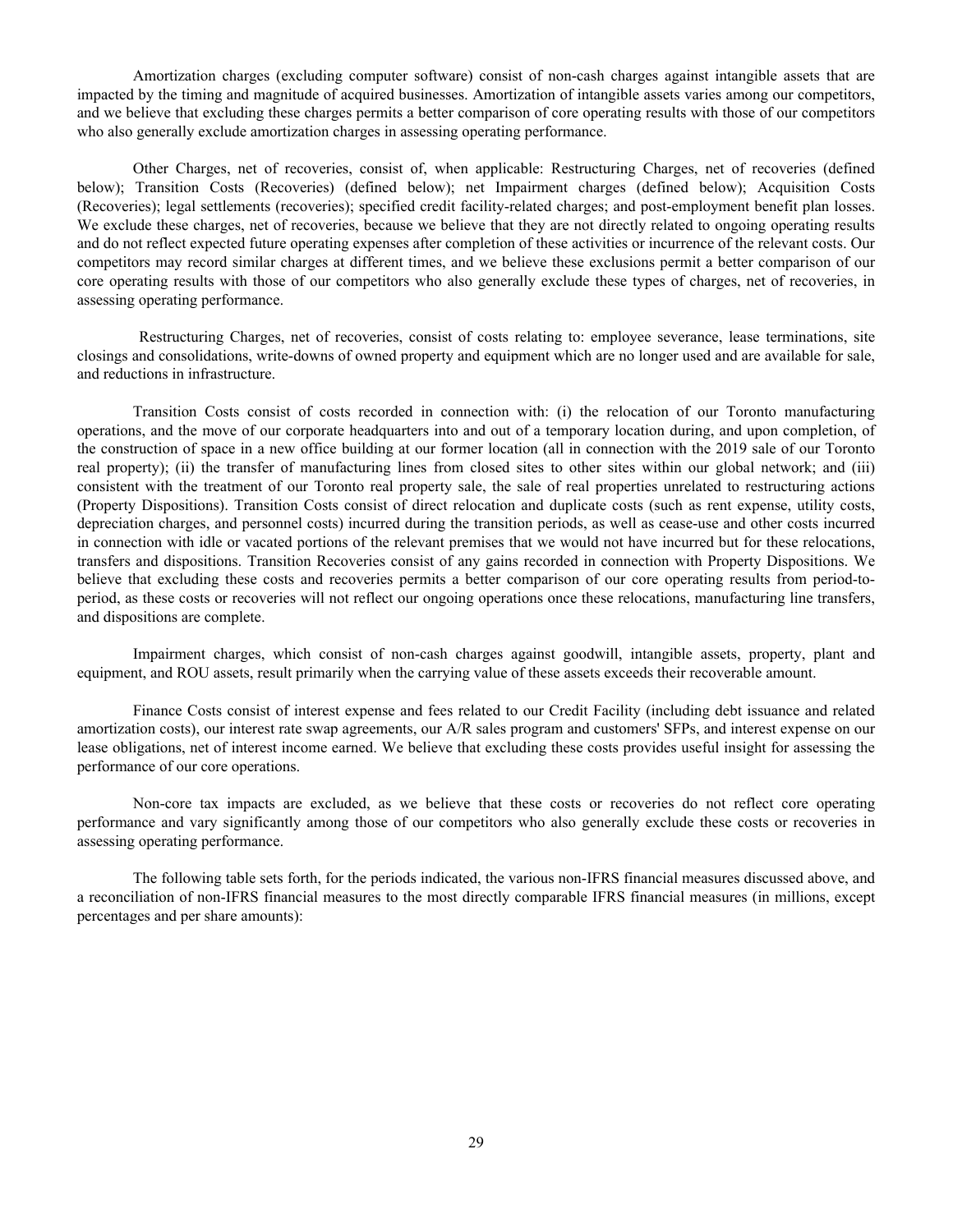Amortization charges (excluding computer software) consist of non-cash charges against intangible assets that are impacted by the timing and magnitude of acquired businesses. Amortization of intangible assets varies among our competitors, and we believe that excluding these charges permits a better comparison of core operating results with those of our competitors who also generally exclude amortization charges in assessing operating performance.

Other Charges, net of recoveries, consist of, when applicable: Restructuring Charges, net of recoveries (defined below); Transition Costs (Recoveries) (defined below); net Impairment charges (defined below); Acquisition Costs (Recoveries); legal settlements (recoveries); specified credit facility-related charges; and post-employment benefit plan losses. We exclude these charges, net of recoveries, because we believe that they are not directly related to ongoing operating results and do not reflect expected future operating expenses after completion of these activities or incurrence of the relevant costs. Our competitors may record similar charges at different times, and we believe these exclusions permit a better comparison of our core operating results with those of our competitors who also generally exclude these types of charges, net of recoveries, in assessing operating performance.

Restructuring Charges, net of recoveries, consist of costs relating to: employee severance, lease terminations, site closings and consolidations, write-downs of owned property and equipment which are no longer used and are available for sale, and reductions in infrastructure.

Transition Costs consist of costs recorded in connection with: (i) the relocation of our Toronto manufacturing operations, and the move of our corporate headquarters into and out of a temporary location during, and upon completion, of the construction of space in a new office building at our former location (all in connection with the 2019 sale of our Toronto real property); (ii) the transfer of manufacturing lines from closed sites to other sites within our global network; and (iii) consistent with the treatment of our Toronto real property sale, the sale of real properties unrelated to restructuring actions (Property Dispositions). Transition Costs consist of direct relocation and duplicate costs (such as rent expense, utility costs, depreciation charges, and personnel costs) incurred during the transition periods, as well as cease-use and other costs incurred in connection with idle or vacated portions of the relevant premises that we would not have incurred but for these relocations, transfers and dispositions. Transition Recoveries consist of any gains recorded in connection with Property Dispositions. We believe that excluding these costs and recoveries permits a better comparison of our core operating results from period-to-period, as these costs or recoveries will not reflect our ongoing operations once these relocations, manufacturing line transfers, and dispositions are complete.

Impairment charges, which consist of non-cash charges against goodwill, intangible assets, property, plant and equipment, and ROU assets, result primarily when the carrying value of these assets exceeds their recoverable amount.

Finance Costs consist of interest expense and fees related to our Credit Facility (including debt issuance and related amortization costs), our interest rate swap agreements, our A/R sales program and customers' SFPs, and interest expense on our lease obligations, net of interest income earned. We believe that excluding these costs provides useful insight for assessing the performance of our core operations.

Non-core tax impacts are excluded, as we believe that these costs or recoveries do not reflect core operating performance and vary significantly among those of our competitors who also generally exclude these costs or recoveries in assessing operating performance.

The following table sets forth, for the periods indicated, the various non-IFRS financial measures discussed above, and a reconciliation of non-IFRS financial measures to the most directly comparable IFRS financial measures (in millions, except percentages and per share amounts):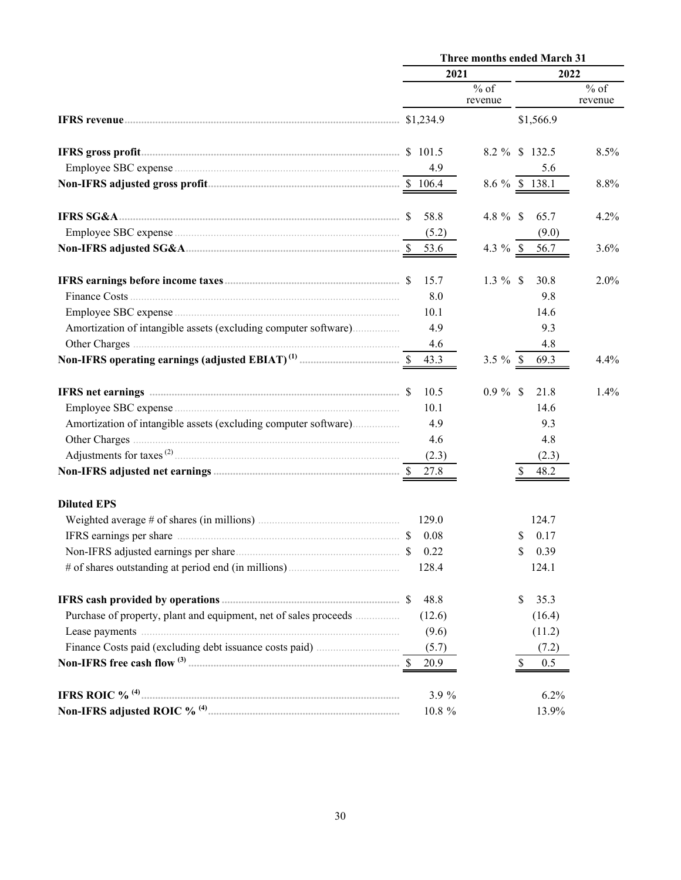| | Three months ended March 31 | | | |
|---|---|---|---|---|
| | 2021 | | 2022 | |
| | | % of revenue | | % of revenue |
| **IFRS revenue** | $1,234.9 | | $1,566.9 | |
| **IFRS gross profit** | $ 101.5 | 8.2 % | $ 132.5 | 8.5% |
| Employee SBC expense | 4.9 | | 5.6 | |
| **Non-IFRS adjusted gross profit** | $ 106.4 | 8.6 % | $ 138.1 | 8.8% |
| **IFRS SG&A** | $ 58.8 | 4.8 % | $ 65.7 | 4.2% |
| Employee SBC expense | (5.2) | | (9.0) | |
| **Non-IFRS adjusted SG&A** | $ 53.6 | 4.3 % | $ 56.7 | 3.6% |
| **IFRS earnings before income taxes** | $ 15.7 | 1.3 % | $ 30.8 | 2.0% |
| Finance Costs | 8.0 | | 9.8 | |
| Employee SBC expense | 10.1 | | 14.6 | |
| Amortization of intangible assets (excluding computer software) | 4.9 | | 9.3 | |
| Other Charges | 4.6 | | 4.8 | |
| **Non-IFRS operating earnings (adjusted EBIAT) (1)** | $ 43.3 | 3.5 % | $ 69.3 | 4.4% |
| **IFRS net earnings** | $ 10.5 | 0.9 % | $ 21.8 | 1.4% |
| Employee SBC expense | 10.1 | | 14.6 | |
| Amortization of intangible assets (excluding computer software) | 4.9 | | 9.3 | |
| Other Charges | 4.6 | | 4.8 | |
| Adjustments for taxes (2) | (2.3) | | (2.3) | |
| **Non-IFRS adjusted net earnings** | $ 27.8 | | $ 48.2 | |
| **Diluted EPS** | | | | |
| Weighted average # of shares (in millions) | 129.0 | | 124.7 | |
| IFRS earnings per share | $ 0.08 | | $ 0.17 | |
| Non-IFRS adjusted earnings per share | $ 0.22 | | $ 0.39 | |
| # of shares outstanding at period end (in millions) | 128.4 | | 124.1 | |
| **IFRS cash provided by operations** | $ 48.8 | | $ 35.3 | |
| Purchase of property, plant and equipment, net of sales proceeds | (12.6) | | (16.4) | |
| Lease payments | (9.6) | | (11.2) | |
| Finance Costs paid (excluding debt issuance costs paid) | (5.7) | | (7.2) | |
| **Non-IFRS free cash flow (3)** | $ 20.9 | | $ 0.5 | |
| **IFRS ROIC % (4)** | 3.9 % | | 6.2% | |
| **Non-IFRS adjusted ROIC % (4)** | 10.8 % | | 13.9% | |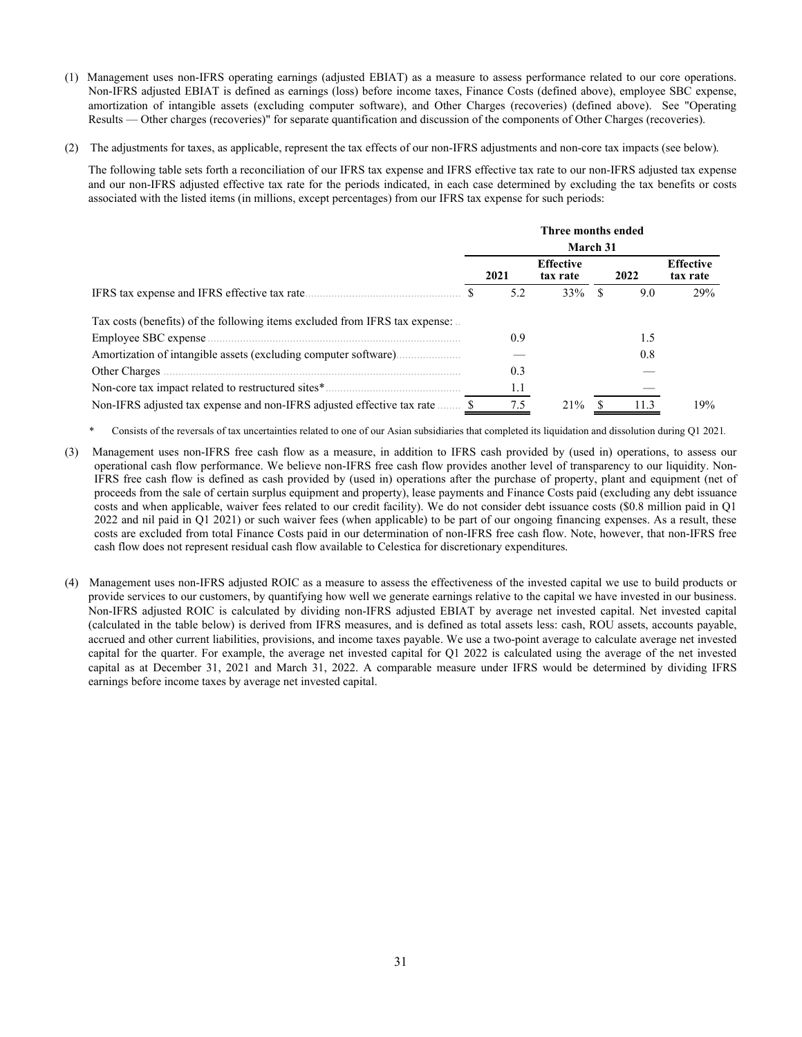(1) Management uses non-IFRS operating earnings (adjusted EBIAT) as a measure to assess performance related to our core operations. Non-IFRS adjusted EBIAT is defined as earnings (loss) before income taxes, Finance Costs (defined above), employee SBC expense, amortization of intangible assets (excluding computer software), and Other Charges (recoveries) (defined above). See "Operating Results — Other charges (recoveries)" for separate quantification and discussion of the components of Other Charges (recoveries).

(2) The adjustments for taxes, as applicable, represent the tax effects of our non-IFRS adjustments and non-core tax impacts (see below).

The following table sets forth a reconciliation of our IFRS tax expense and IFRS effective tax rate to our non-IFRS adjusted tax expense and our non-IFRS adjusted effective tax rate for the periods indicated, in each case determined by excluding the tax benefits or costs associated with the listed items (in millions, except percentages) from our IFRS tax expense for such periods:

| | Three months ended March 31 | | | |
|---|---|---|---|---|
| | 2021 | Effective tax rate | 2022 | Effective tax rate |
| IFRS tax expense and IFRS effective tax rate | $ 5.2 | 33% | $ 9.0 | 29% |
| Tax costs (benefits) of the following items excluded from IFRS tax expense: | | | | |
| Employee SBC expense | 0.9 | | 1.5 | |
| Amortization of intangible assets (excluding computer software) | — | | 0.8 | |
| Other Charges | 0.3 | | — | |
| Non-core tax impact related to restructured sites* | 1.1 | | — | |
| Non-IFRS adjusted tax expense and non-IFRS adjusted effective tax rate | $ 7.5 | 21% | $ 11.3 | 19% |

\* Consists of the reversals of tax uncertainties related to one of our Asian subsidiaries that completed its liquidation and dissolution during Q1 2021.

(3) Management uses non-IFRS free cash flow as a measure, in addition to IFRS cash provided by (used in) operations, to assess our operational cash flow performance. We believe non-IFRS free cash flow provides another level of transparency to our liquidity. Non-IFRS free cash flow is defined as cash provided by (used in) operations after the purchase of property, plant and equipment (net of proceeds from the sale of certain surplus equipment and property), lease payments and Finance Costs paid (excluding any debt issuance costs and when applicable, waiver fees related to our credit facility). We do not consider debt issuance costs ($0.8 million paid in Q1 2022 and nil paid in Q1 2021) or such waiver fees (when applicable) to be part of our ongoing financing expenses. As a result, these costs are excluded from total Finance Costs paid in our determination of non-IFRS free cash flow. Note, however, that non-IFRS free cash flow does not represent residual cash flow available to Celestica for discretionary expenditures.

(4) Management uses non-IFRS adjusted ROIC as a measure to assess the effectiveness of the invested capital we use to build products or provide services to our customers, by quantifying how well we generate earnings relative to the capital we have invested in our business. Non-IFRS adjusted ROIC is calculated by dividing non-IFRS adjusted EBIAT by average net invested capital. Net invested capital (calculated in the table below) is derived from IFRS measures, and is defined as total assets less: cash, ROU assets, accounts payable, accrued and other current liabilities, provisions, and income taxes payable. We use a two-point average to calculate average net invested capital for the quarter. For example, the average net invested capital for Q1 2022 is calculated using the average of the net invested capital as at December 31, 2021 and March 31, 2022. A comparable measure under IFRS would be determined by dividing IFRS earnings before income taxes by average net invested capital.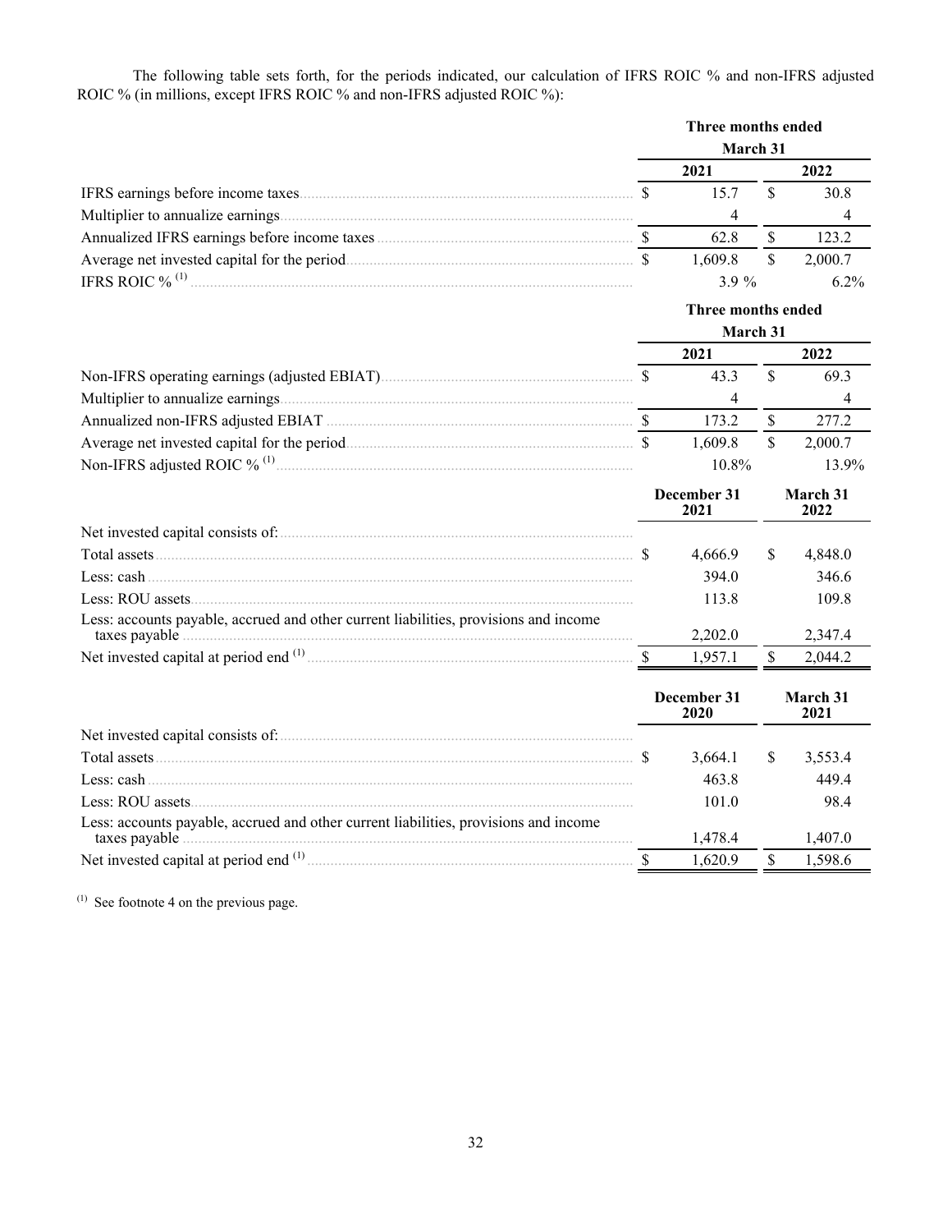The following table sets forth, for the periods indicated, our calculation of IFRS ROIC % and non-IFRS adjusted ROIC % (in millions, except IFRS ROIC % and non-IFRS adjusted ROIC %):

| | Three months ended March 31 | |
|---|---|---|
| | 2021 | 2022 |
| IFRS earnings before income taxes | $ 15.7 | $ 30.8 |
| Multiplier to annualize earnings | 4 | 4 |
| Annualized IFRS earnings before income taxes | $ 62.8 | $ 123.2 |
| Average net invested capital for the period | $ 1,609.8 | $ 2,000.7 |
| IFRS ROIC % [(1)] | 3.9 % | 6.2% |

| | Three months ended March 31 | |
|---|---|---|
| | 2021 | 2022 |
| Non-IFRS operating earnings (adjusted EBIAT) | $ 43.3 | $ 69.3 |
| Multiplier to annualize earnings | 4 | 4 |
| Annualized non-IFRS adjusted EBIAT | $ 173.2 | $ 277.2 |
| Average net invested capital for the period | $ 1,609.8 | $ 2,000.7 |
| Non-IFRS adjusted ROIC % [(1)] | 10.8% | 13.9% |

| | December 31 2021 | March 31 2022 |
|---|---|---|
| Net invested capital consists of: | | |
| Total assets | $ 4,666.9 | $ 4,848.0 |
| Less: cash | 394.0 | 346.6 |
| Less: ROU assets | 113.8 | 109.8 |
| Less: accounts payable, accrued and other current liabilities, provisions and income taxes payable | 2,202.0 | 2,347.4 |
| Net invested capital at period end [(1)] | $ 1,957.1 | $ 2,044.2 |

| | December 31 2020 | March 31 2021 |
|---|---|---|
| Net invested capital consists of: | | |
| Total assets | $ 3,664.1 | $ 3,553.4 |
| Less: cash | 463.8 | 449.4 |
| Less: ROU assets | 101.0 | 98.4 |
| Less: accounts payable, accrued and other current liabilities, provisions and income taxes payable | 1,478.4 | 1,407.0 |
| Net invested capital at period end [(1)] | $ 1,620.9 | $ 1,598.6 |

[(1)] See footnote 4 on the previous page.